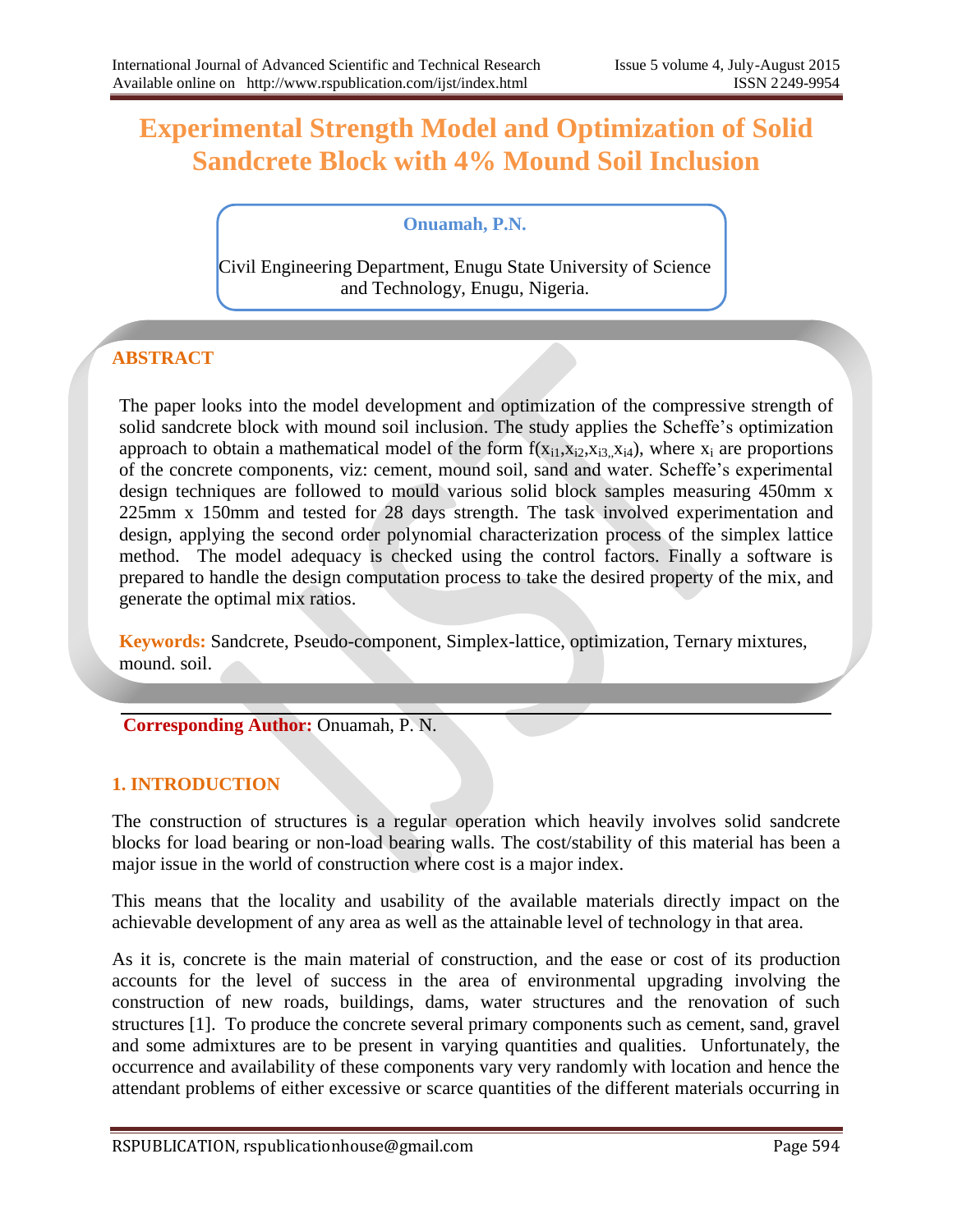# Experimental Strength Model and Optimization of Solid Sandcrete Block with 4% Mound Soil Inclusion

**Onuamah, P.N.**

Civil Engineering Department, Enugu State University of Science and Technology, Enugu, Nigeria.

## ABSTRACT

The paper looks into the model development and optimization of the compressive strength of solid sandcrete block with mound soil inclusion. The study applies the Scheffe's optimization approach to obtain a mathematical model of the form $f(x_{i1},x_{i2},x_{i3},x_{i4})$, where $x_i$ are proportions of the concrete components, viz: cement, mound soil, sand and water. Scheffe's experimental design techniques are followed to mould various solid block samples measuring 450mm x 225mm x 150mm and tested for 28 days strength. The task involved experimentation and design, applying the second order polynomial characterization process of the simplex lattice method. The model adequacy is checked using the control factors. Finally a software is prepared to handle the design computation process to take the desired property of the mix, and generate the optimal mix ratios.

**Keywords:** Sandcrete, Pseudo-component, Simplex-lattice, optimization, Ternary mixtures, mound. soil.

**Corresponding Author:** Onuamah, P. N.

## 1. INTRODUCTION

The construction of structures is a regular operation which heavily involves solid sandcrete blocks for load bearing or non-load bearing walls. The cost/stability of this material has been a major issue in the world of construction where cost is a major index.

This means that the locality and usability of the available materials directly impact on the achievable development of any area as well as the attainable level of technology in that area.

As it is, concrete is the main material of construction, and the ease or cost of its production accounts for the level of success in the area of environmental upgrading involving the construction of new roads, buildings, dams, water structures and the renovation of such structures [1]. To produce the concrete several primary components such as cement, sand, gravel and some admixtures are to be present in varying quantities and qualities. Unfortunately, the occurrence and availability of these components vary very randomly with location and hence the attendant problems of either excessive or scarce quantities of the different materials occurring in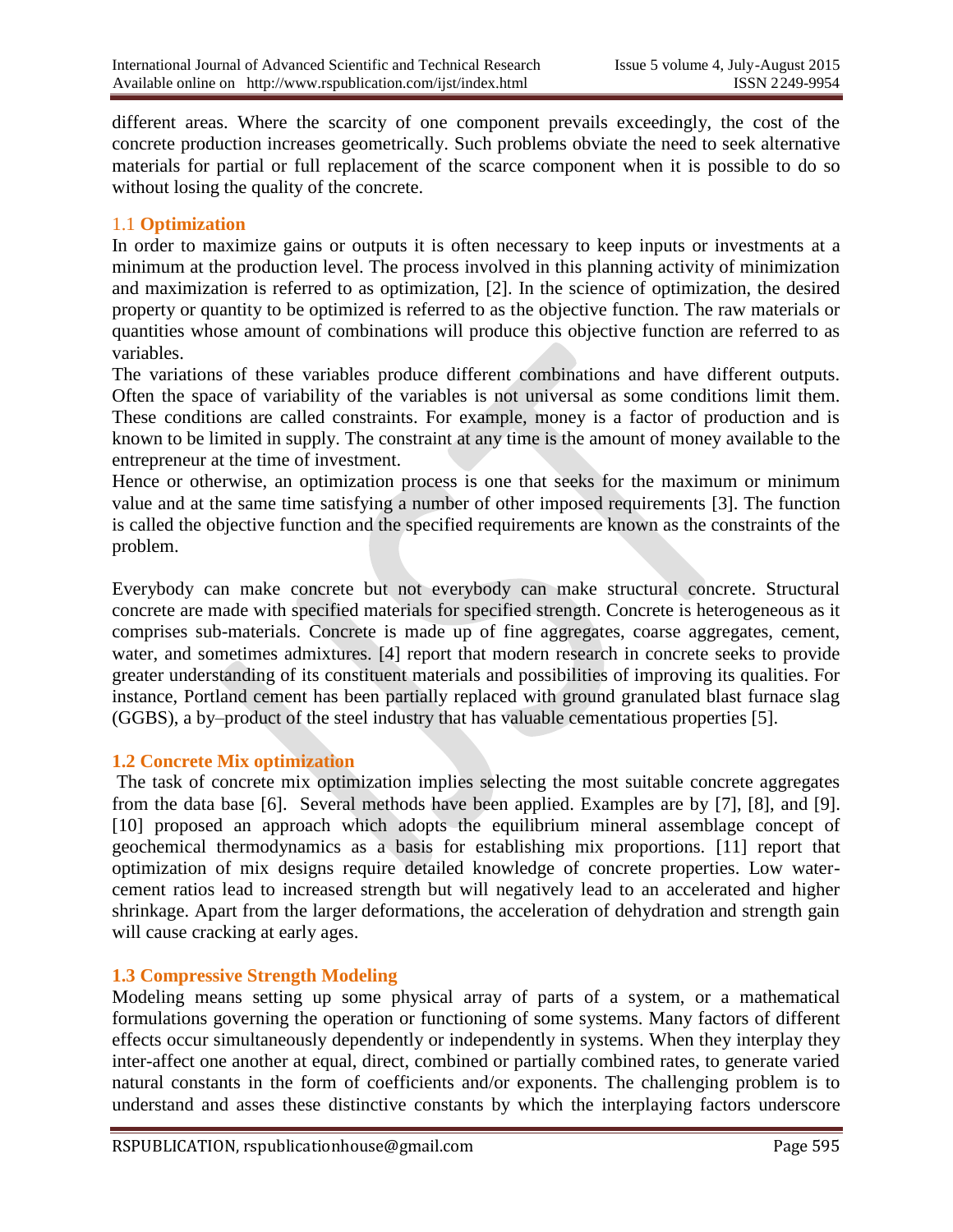different areas. Where the scarcity of one component prevails exceedingly, the cost of the concrete production increases geometrically. Such problems obviate the need to seek alternative materials for partial or full replacement of the scarce component when it is possible to do so without losing the quality of the concrete.

### 1.1 Optimization

In order to maximize gains or outputs it is often necessary to keep inputs or investments at a minimum at the production level. The process involved in this planning activity of minimization and maximization is referred to as optimization, [2]. In the science of optimization, the desired property or quantity to be optimized is referred to as the objective function. The raw materials or quantities whose amount of combinations will produce this objective function are referred to as variables.

The variations of these variables produce different combinations and have different outputs. Often the space of variability of the variables is not universal as some conditions limit them. These conditions are called constraints. For example, money is a factor of production and is known to be limited in supply. The constraint at any time is the amount of money available to the entrepreneur at the time of investment.

Hence or otherwise, an optimization process is one that seeks for the maximum or minimum value and at the same time satisfying a number of other imposed requirements [3]. The function is called the objective function and the specified requirements are known as the constraints of the problem.

Everybody can make concrete but not everybody can make structural concrete. Structural concrete are made with specified materials for specified strength. Concrete is heterogeneous as it comprises sub-materials. Concrete is made up of fine aggregates, coarse aggregates, cement, water, and sometimes admixtures. [4] report that modern research in concrete seeks to provide greater understanding of its constituent materials and possibilities of improving its qualities. For instance, Portland cement has been partially replaced with ground granulated blast furnace slag (GGBS), a by–product of the steel industry that has valuable cementatious properties [5].

### 1.2 Concrete Mix optimization

The task of concrete mix optimization implies selecting the most suitable concrete aggregates from the data base [6]. Several methods have been applied. Examples are by [7], [8], and [9]. [10] proposed an approach which adopts the equilibrium mineral assemblage concept of geochemical thermodynamics as a basis for establishing mix proportions. [11] report that optimization of mix designs require detailed knowledge of concrete properties. Low water-cement ratios lead to increased strength but will negatively lead to an accelerated and higher shrinkage. Apart from the larger deformations, the acceleration of dehydration and strength gain will cause cracking at early ages.

### 1.3 Compressive Strength Modeling

Modeling means setting up some physical array of parts of a system, or a mathematical formulations governing the operation or functioning of some systems. Many factors of different effects occur simultaneously dependently or independently in systems. When they interplay they inter-affect one another at equal, direct, combined or partially combined rates, to generate varied natural constants in the form of coefficients and/or exponents. The challenging problem is to understand and asses these distinctive constants by which the interplaying factors underscore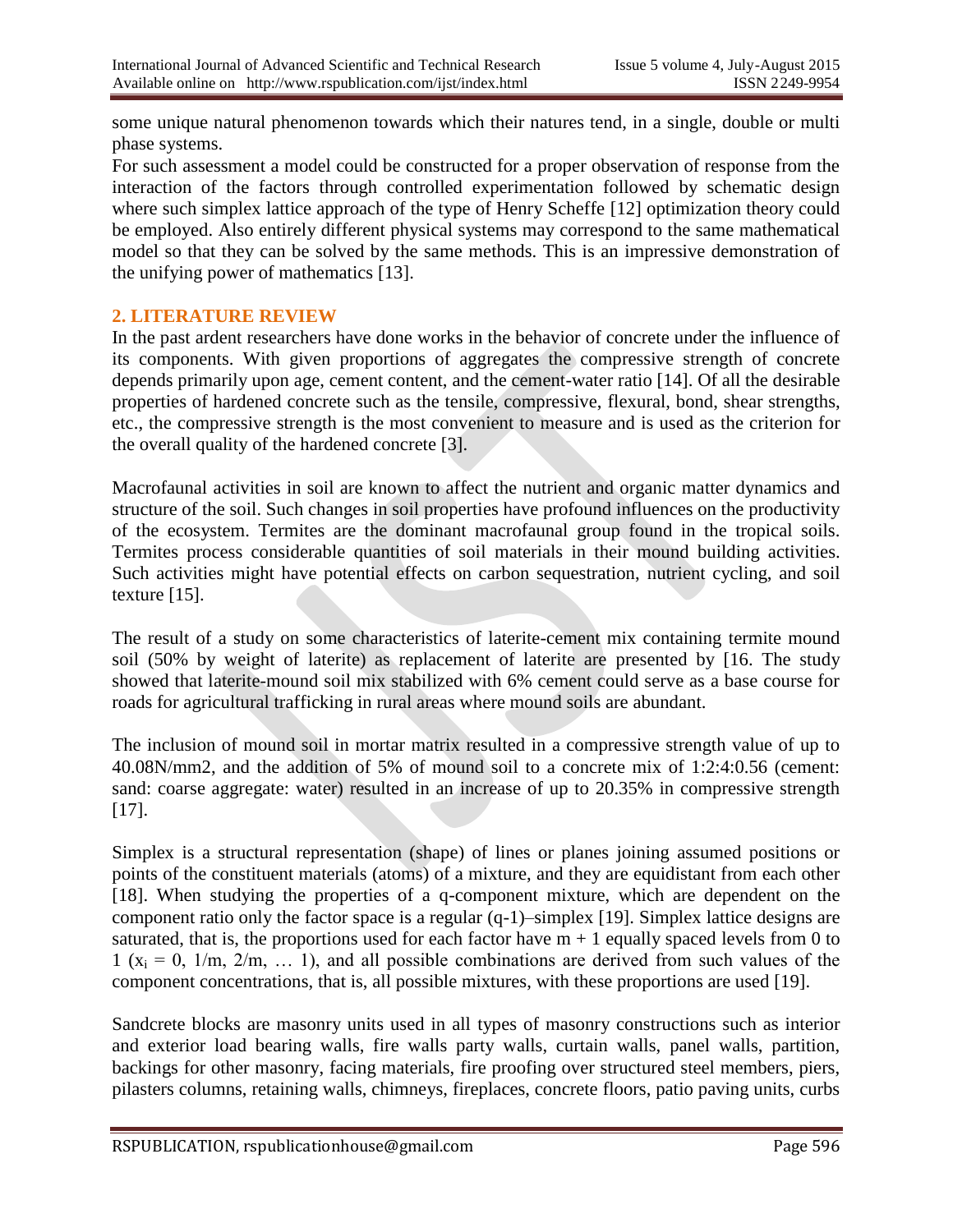some unique natural phenomenon towards which their natures tend, in a single, double or multi phase systems.

For such assessment a model could be constructed for a proper observation of response from the interaction of the factors through controlled experimentation followed by schematic design where such simplex lattice approach of the type of Henry Scheffe [12] optimization theory could be employed. Also entirely different physical systems may correspond to the same mathematical model so that they can be solved by the same methods. This is an impressive demonstration of the unifying power of mathematics [13].

## 2. LITERATURE REVIEW

In the past ardent researchers have done works in the behavior of concrete under the influence of its components. With given proportions of aggregates the compressive strength of concrete depends primarily upon age, cement content, and the cement-water ratio [14]. Of all the desirable properties of hardened concrete such as the tensile, compressive, flexural, bond, shear strengths, etc., the compressive strength is the most convenient to measure and is used as the criterion for the overall quality of the hardened concrete [3].

Macrofaunal activities in soil are known to affect the nutrient and organic matter dynamics and structure of the soil. Such changes in soil properties have profound influences on the productivity of the ecosystem. Termites are the dominant macrofaunal group found in the tropical soils. Termites process considerable quantities of soil materials in their mound building activities. Such activities might have potential effects on carbon sequestration, nutrient cycling, and soil texture [15].

The result of a study on some characteristics of laterite-cement mix containing termite mound soil (50% by weight of laterite) as replacement of laterite are presented by [16. The study showed that laterite-mound soil mix stabilized with 6% cement could serve as a base course for roads for agricultural trafficking in rural areas where mound soils are abundant.

The inclusion of mound soil in mortar matrix resulted in a compressive strength value of up to 40.08N/mm2, and the addition of 5% of mound soil to a concrete mix of 1:2:4:0.56 (cement: sand: coarse aggregate: water) resulted in an increase of up to 20.35% in compressive strength [17].

Simplex is a structural representation (shape) of lines or planes joining assumed positions or points of the constituent materials (atoms) of a mixture, and they are equidistant from each other [18]. When studying the properties of a q-component mixture, which are dependent on the component ratio only the factor space is a regular (q-1)–simplex [19]. Simplex lattice designs are saturated, that is, the proportions used for each factor have $m + 1$ equally spaced levels from 0 to 1 ($x_i = 0, 1/m, 2/m, \ldots 1$), and all possible combinations are derived from such values of the component concentrations, that is, all possible mixtures, with these proportions are used [19].

Sandcrete blocks are masonry units used in all types of masonry constructions such as interior and exterior load bearing walls, fire walls party walls, curtain walls, panel walls, partition, backings for other masonry, facing materials, fire proofing over structured steel members, piers, pilasters columns, retaining walls, chimneys, fireplaces, concrete floors, patio paving units, curbs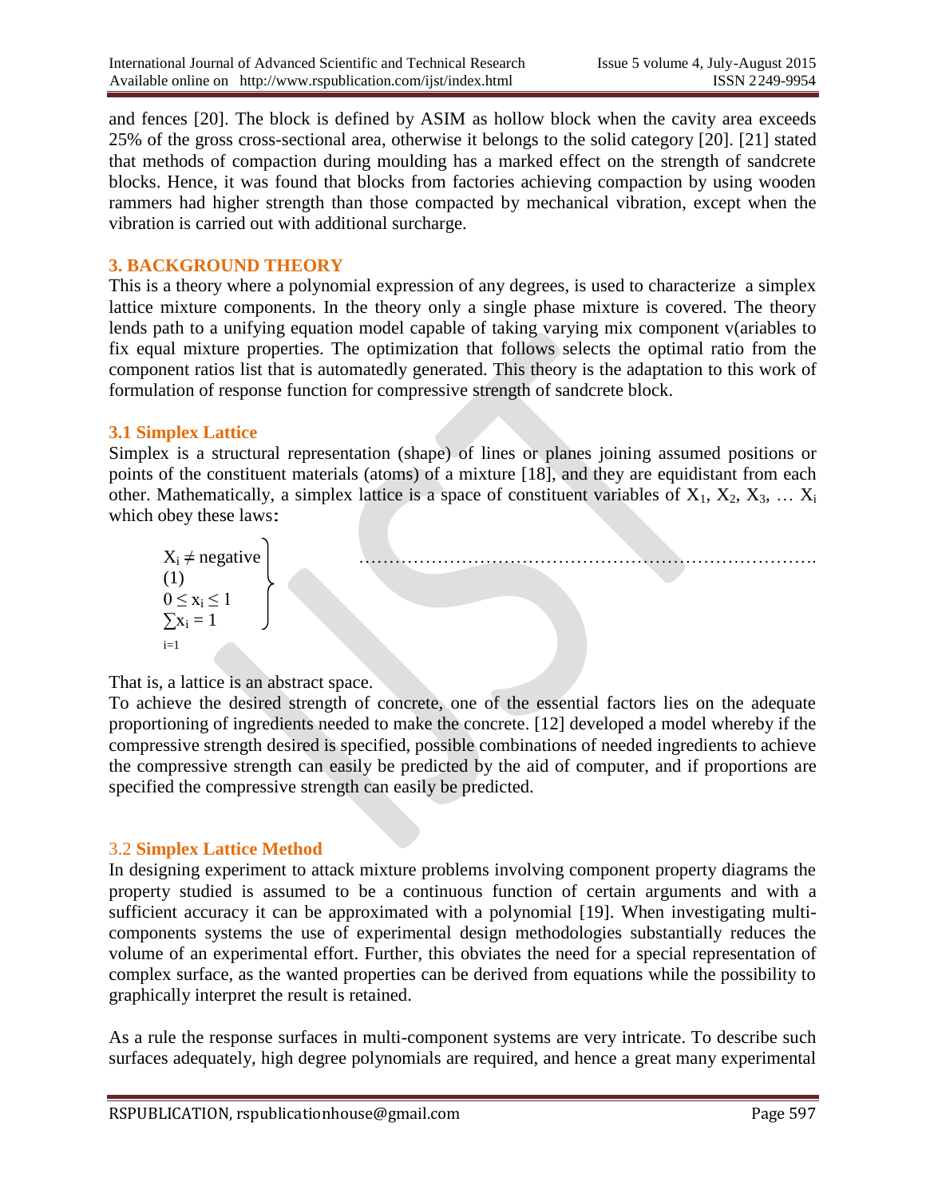and fences [20]. The block is defined by ASIM as hollow block when the cavity area exceeds 25% of the gross cross-sectional area, otherwise it belongs to the solid category [20]. [21] stated that methods of compaction during moulding has a marked effect on the strength of sandcrete blocks. Hence, it was found that blocks from factories achieving compaction by using wooden rammers had higher strength than those compacted by mechanical vibration, except when the vibration is carried out with additional surcharge.

## 3. BACKGROUND THEORY

This is a theory where a polynomial expression of any degrees, is used to characterize a simplex lattice mixture components. In the theory only a single phase mixture is covered. The theory lends path to a unifying equation model capable of taking varying mix component v(ariables to fix equal mixture properties. The optimization that follows selects the optimal ratio from the component ratios list that is automatedly generated. This theory is the adaptation to this work of formulation of response function for compressive strength of sandcrete block.

### 3.1 Simplex Lattice

Simplex is a structural representation (shape) of lines or planes joining assumed positions or points of the constituent materials (atoms) of a mixture [18], and they are equidistant from each other. Mathematically, a simplex lattice is a space of constituent variables of $X_1$, $X_2$, $X_3$, … $X_i$ which obey these laws:

$$\left.\begin{array}{l} X_i \neq \text{negative} \\ 0 \leq x_i \leq 1 \\ \sum_{i=1} x_i = 1 \end{array}\right\} \quad \ldots\ldots\ldots (1)$$

That is, a lattice is an abstract space.

To achieve the desired strength of concrete, one of the essential factors lies on the adequate proportioning of ingredients needed to make the concrete. [12] developed a model whereby if the compressive strength desired is specified, possible combinations of needed ingredients to achieve the compressive strength can easily be predicted by the aid of computer, and if proportions are specified the compressive strength can easily be predicted.

### 3.2 Simplex Lattice Method

In designing experiment to attack mixture problems involving component property diagrams the property studied is assumed to be a continuous function of certain arguments and with a sufficient accuracy it can be approximated with a polynomial [19]. When investigating multi-components systems the use of experimental design methodologies substantially reduces the volume of an experimental effort. Further, this obviates the need for a special representation of complex surface, as the wanted properties can be derived from equations while the possibility to graphically interpret the result is retained.

As a rule the response surfaces in multi-component systems are very intricate. To describe such surfaces adequately, high degree polynomials are required, and hence a great many experimental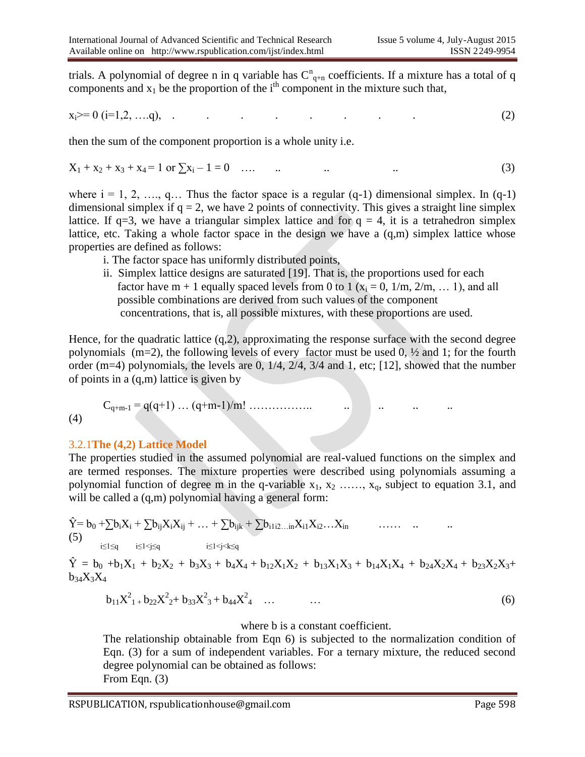trials. A polynomial of degree n in q variable has $C^n_{q+n}$ coefficients. If a mixture has a total of q components and $x_1$ be the proportion of the $i^{th}$ component in the mixture such that,

$$x_i >= 0 \ (i=1,2, \ldots.q), \quad \quad (2)$$

then the sum of the component proportion is a whole unity i.e.

$$X_1 + x_2 + x_3 + x_4 = 1 \text{ or } \sum x_i - 1 = 0 \quad \quad (3)$$

where i = 1, 2, …., q… Thus the factor space is a regular (q-1) dimensional simplex. In (q-1) dimensional simplex if q = 2, we have 2 points of connectivity. This gives a straight line simplex lattice. If q=3, we have a triangular simplex lattice and for q = 4, it is a tetrahedron simplex lattice, etc. Taking a whole factor space in the design we have a (q,m) simplex lattice whose properties are defined as follows:

i. The factor space has uniformly distributed points,

ii. Simplex lattice designs are saturated [19]. That is, the proportions used for each factor have m + 1 equally spaced levels from 0 to 1 ($x_i$ = 0, 1/m, 2/m, … 1), and all possible combinations are derived from such values of the component concentrations, that is, all possible mixtures, with these proportions are used.

Hence, for the quadratic lattice (q,2), approximating the response surface with the second degree polynomials (m=2), the following levels of every factor must be used 0, ½ and 1; for the fourth order (m=4) polynomials, the levels are 0, 1/4, 2/4, 3/4 and 1, etc; [12], showed that the number of points in a (q,m) lattice is given by

$$C_{q+m-1} = q(q+1) \ldots (q+m-1)/m! \quad \quad (4)$$

### 3.2.1 The (4,2) Lattice Model

The properties studied in the assumed polynomial are real-valued functions on the simplex and are termed responses. The mixture properties were described using polynomials assuming a polynomial function of degree m in the q-variable $x_1$, $x_2$ ……, $x_q$, subject to equation 3.1, and will be called a (q,m) polynomial having a general form:

$$\hat{Y} = b_0 + \sum_{i\leq 1\leq q} b_i X_i + \sum_{i\leq 1<j\leq q} b_{ij} X_i X_{ij} + \ldots + \sum_{i\leq 1<j<k\leq q} b_{ijk} + \sum b_{i1i2\ldots in} X_{i1} X_{i2} \ldots X_{in} \quad \quad (5)$$

$$\hat{Y} = b_0 + b_1X_1 + b_2X_2 + b_3X_3 + b_4X_4 + b_{12}X_1X_2 + b_{13}X_1X_3 + b_{14}X_1X_4 + b_{24}X_2X_4 + b_{23}X_2X_3 + b_{34}X_3X_4$$

$$b_{11}X^2_1 + b_{22}X^2_2 + b_{33}X^2_3 + b_{44}X^2_4 \quad \ldots \quad \ldots \quad (6)$$

where b is a constant coefficient.

The relationship obtainable from Eqn 6) is subjected to the normalization condition of Eqn. (3) for a sum of independent variables. For a ternary mixture, the reduced second degree polynomial can be obtained as follows:

From Eqn. (3)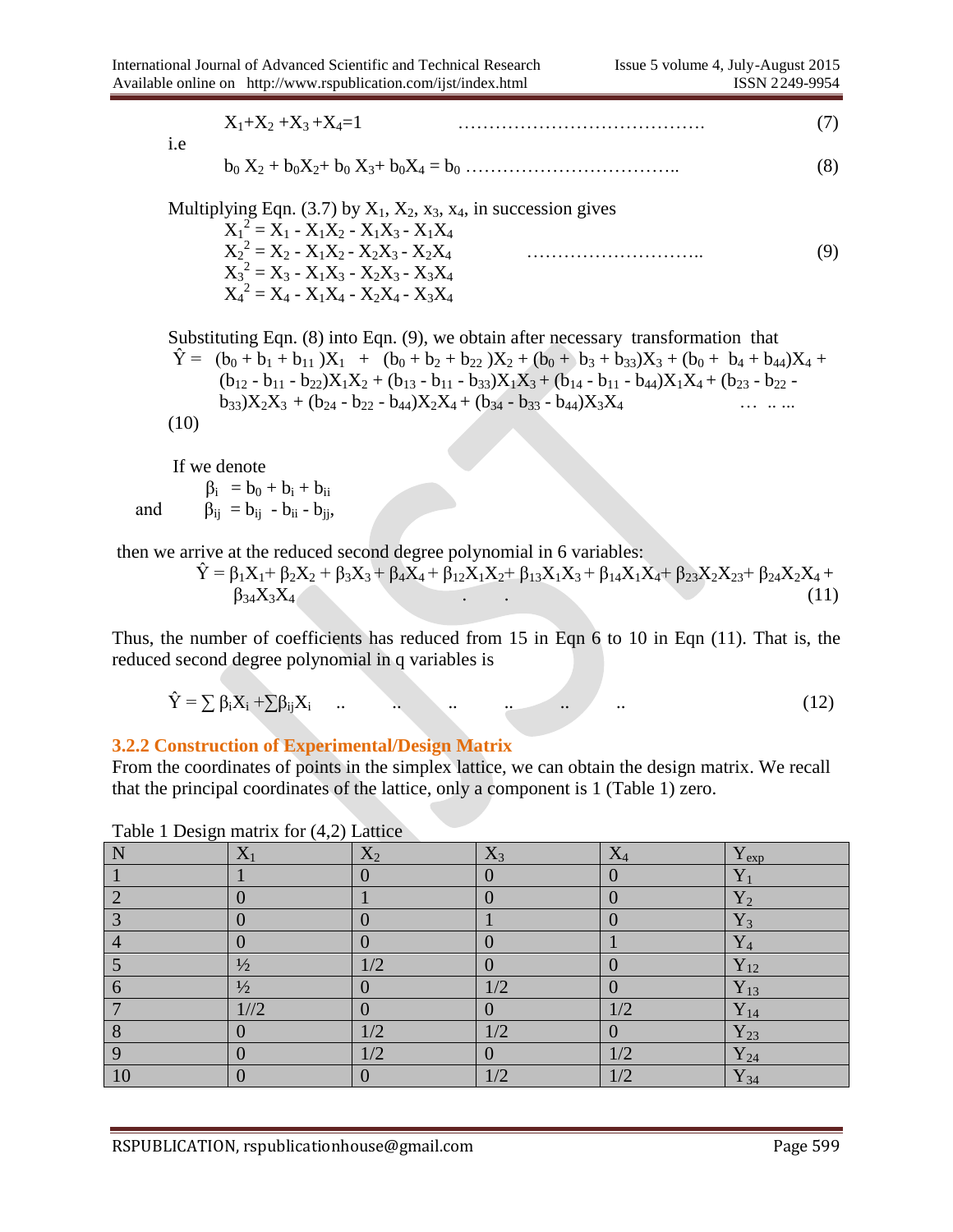$$X_1+X_2+X_3+X_4=1 \qquad \ldots\ldots\ldots\ldots\ldots\ldots\ldots\ldots\ldots\ldots\ldots\ldots \qquad (7)$$

i.e

$$b_0 X_2 + b_0X_2+ b_0 X_3+ b_0X_4 = b_0 \ldots\ldots\ldots\ldots\ldots\ldots\ldots\ldots\ldots\ldots \qquad (8)$$

Multiplying Eqn. (3.7) by $X_1$, $X_2$, $x_3$, $x_4$, in succession gives

$$X_1^2 = X_1 - X_1X_2 - X_1X_3 - X_1X_4$$
$$X_2^2 = X_2 - X_1X_2 - X_2X_3 - X_2X_4 \qquad \ldots\ldots\ldots\ldots\ldots\ldots\ldots\ldots \qquad (9)$$
$$X_3^2 = X_3 - X_1X_3 - X_2X_3 - X_3X_4$$
$$X_4^2 = X_4 - X_1X_4 - X_2X_4 - X_3X_4$$

Substituting Eqn. (8) into Eqn. (9), we obtain after necessary transformation that

$$\hat{Y} = (b_0 + b_1 + b_{11})X_1 + (b_0 + b_2 + b_{22})X_2 + (b_0 + b_3 + b_{33})X_3 + (b_0 + b_4 + b_{44})X_4 + (b_{12} - b_{11} - b_{22})X_1X_2 + (b_{13} - b_{11} - b_{33})X_1X_3 + (b_{14} - b_{11} - b_{44})X_1X_4 + (b_{23} - b_{22} - b_{33})X_2X_3 + (b_{24} - b_{22} - b_{44})X_2X_4 + (b_{34} - b_{33} - b_{44})X_3X_4 \quad \ldots \ldots \ldots$$

(10)

If we denote

$$\beta_i = b_0 + b_i + b_{ii}$$

and $\quad \beta_{ij} = b_{ij} - b_{ii} - b_{jj},$

then we arrive at the reduced second degree polynomial in 6 variables:

$$\hat{Y} = \beta_1X_1+ \beta_2X_2 + \beta_3X_3 + \beta_4X_4 + \beta_{12}X_1X_2+ \beta_{13}X_1X_3 + \beta_{14}X_1X_4+ \beta_{23}X_2X_{23}+ \beta_{24}X_2X_4 + \beta_{34}X_3X_4 \qquad . \quad . \qquad (11)$$

Thus, the number of coefficients has reduced from 15 in Eqn 6 to 10 in Eqn (11). That is, the reduced second degree polynomial in q variables is

$$\hat{Y} = \sum \beta_iX_i + \sum\beta_{ij}X_i \quad .. \quad .. \quad .. \quad .. \quad .. \quad .. \qquad (12)$$

### 3.2.2 Construction of Experimental/Design Matrix

From the coordinates of points in the simplex lattice, we can obtain the design matrix. We recall that the principal coordinates of the lattice, only a component is 1 (Table 1) zero.

Table 1 Design matrix for (4,2) Lattice

| N | $X_1$ | $X_2$ | $X_3$ | $X_4$ | $Y_{exp}$ |
|---|---|---|---|---|---|
| 1 | 1 | 0 | 0 | 0 | $Y_1$ |
| 2 | 0 | 1 | 0 | 0 | $Y_2$ |
| 3 | 0 | 0 | 1 | 0 | $Y_3$ |
| 4 | 0 | 0 | 0 | 1 | $Y_4$ |
| 5 | ½ | 1/2 | 0 | 0 | $Y_{12}$ |
| 6 | ½ | 0 | 1/2 | 0 | $Y_{13}$ |
| 7 | 1//2 | 0 | 0 | 1/2 | $Y_{14}$ |
| 8 | 0 | 1/2 | 1/2 | 0 | $Y_{23}$ |
| 9 | 0 | 1/2 | 0 | 1/2 | $Y_{24}$ |
| 10 | 0 | 0 | 1/2 | 1/2 | $Y_{34}$ |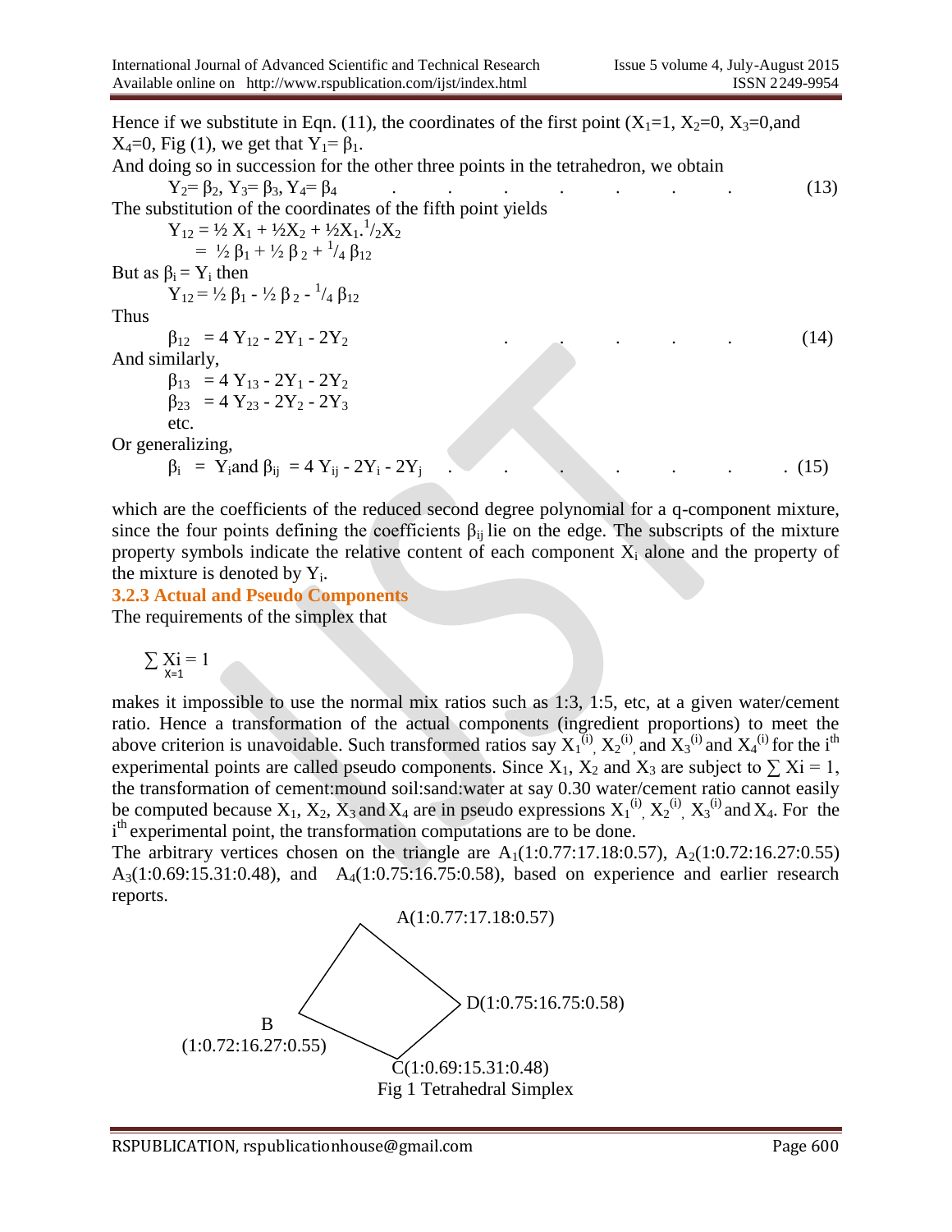Hence if we substitute in Eqn. (11), the coordinates of the first point ($X_1$=1, $X_2$=0, $X_3$=0,and $X_4$=0, Fig (1), we get that $Y_1 = \beta_1$.

And doing so in succession for the other three points in the tetrahedron, we obtain

$$Y_2 = \beta_2,\ Y_3 = \beta_3,\ Y_4 = \beta_4 \qquad (13)$$

The substitution of the coordinates of the fifth point yields

$$Y_{12} = \tfrac{1}{2} X_1 + \tfrac{1}{2} X_2 + \tfrac{1}{2} X_1 . \tfrac{1}{2} X_2$$
$$= \tfrac{1}{2} \beta_1 + \tfrac{1}{2} \beta_2 + \tfrac{1}{4} \beta_{12}$$

But as $\beta_i = Y_i$ then

$$Y_{12} = \tfrac{1}{2} \beta_1 - \tfrac{1}{2} \beta_2 - \tfrac{1}{4} \beta_{12}$$

Thus

$$\beta_{12} = 4 Y_{12} - 2Y_1 - 2Y_2 \qquad (14)$$

And similarly,

$$\beta_{13} = 4 Y_{13} - 2Y_1 - 2Y_2$$
$$\beta_{23} = 4 Y_{23} - 2Y_2 - 2Y_3$$

etc.

Or generalizing,

$$\beta_i = Y_i \text{and } \beta_{ij} = 4 Y_{ij} - 2Y_i - 2Y_j \qquad (15)$$

which are the coefficients of the reduced second degree polynomial for a q-component mixture, since the four points defining the coefficients $\beta_{ij}$ lie on the edge. The subscripts of the mixture property symbols indicate the relative content of each component $X_i$ alone and the property of the mixture is denoted by $Y_i$.

### 3.2.3 Actual and Pseudo Components

The requirements of the simplex that

$$\sum_{X=1} Xi = 1$$

makes it impossible to use the normal mix ratios such as 1:3, 1:5, etc, at a given water/cement ratio. Hence a transformation of the actual components (ingredient proportions) to meet the above criterion is unavoidable. Such transformed ratios say $X_1^{(i)}$, $X_2^{(i)}$, and $X_3^{(i)}$ and $X_4^{(i)}$ for the i[th] experimental points are called pseudo components. Since $X_1$, $X_2$ and $X_3$ are subject to $\sum Xi = 1$, the transformation of cement:mound soil:sand:water at say 0.30 water/cement ratio cannot easily be computed because $X_1$, $X_2$, $X_3$ and $X_4$ are in pseudo expressions $X_1^{(i)}$, $X_2^{(i)}$, $X_3^{(i)}$ and $X_4$. For the i[th] experimental point, the transformation computations are to be done.

The arbitrary vertices chosen on the triangle are $A_1$(1:0.77:17.18:0.57), $A_2$(1:0.72:16.27:0.55) $A_3$(1:0.69:15.31:0.48), and $A_4$(1:0.75:16.75:0.58), based on experience and earlier research reports.

A(1:0.77:17.18:0.57)

B (1:0.72:16.27:0.55)

C(1:0.69:15.31:0.48)

D(1:0.75:16.75:0.58)

Fig 1 Tetrahedral Simplex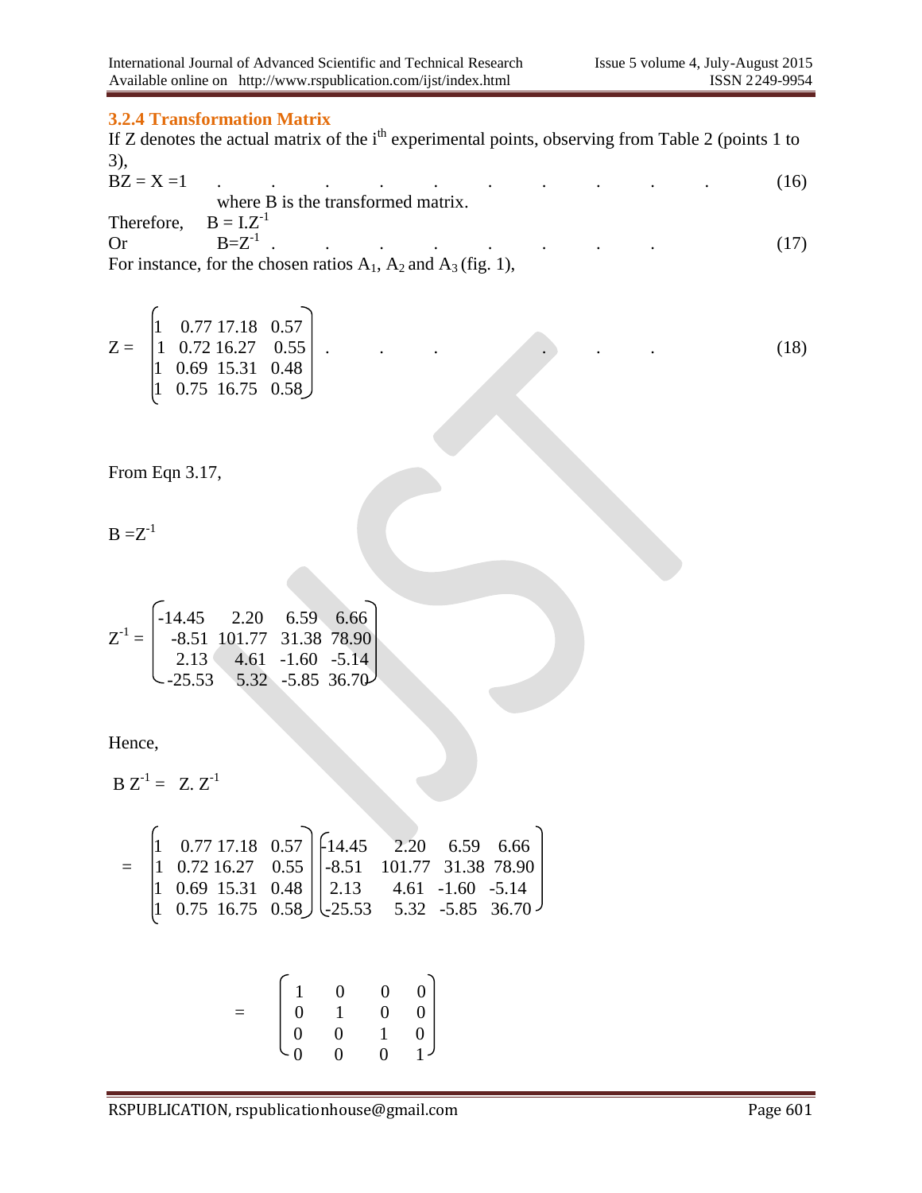### 3.2.4 Transformation Matrix

If Z denotes the actual matrix of the i$^{th}$ experimental points, observing from Table 2 (points 1 to 3),

$$BZ = X = 1 \quad (16)$$

where B is the transformed matrix.

Therefore, $B = I.Z^{-1}$

Or $B = Z^{-1}$ . . . . . . . . (17)

For instance, for the chosen ratios $A_1$, $A_2$ and $A_3$ (fig. 1),

$$Z = \begin{pmatrix} 1 & 0.77 & 17.18 & 0.57 \\ 1 & 0.72 & 16.27 & 0.55 \\ 1 & 0.69 & 15.31 & 0.48 \\ 1 & 0.75 & 16.75 & 0.58 \end{pmatrix} \quad (18)$$

From Eqn 3.17,

$$B = Z^{-1}$$

$$Z^{-1} = \begin{pmatrix} -14.45 & 2.20 & 6.59 & 6.66 \\ -8.51 & 101.77 & 31.38 & 78.90 \\ 2.13 & 4.61 & -1.60 & -5.14 \\ -25.53 & 5.32 & -5.85 & 36.70 \end{pmatrix}$$

Hence,

$$B\, Z^{-1} = Z.\, Z^{-1}$$

$$= \begin{pmatrix} 1 & 0.77 & 17.18 & 0.57 \\ 1 & 0.72 & 16.27 & 0.55 \\ 1 & 0.69 & 15.31 & 0.48 \\ 1 & 0.75 & 16.75 & 0.58 \end{pmatrix} \begin{pmatrix} -14.45 & 2.20 & 6.59 & 6.66 \\ -8.51 & 101.77 & 31.38 & 78.90 \\ 2.13 & 4.61 & -1.60 & -5.14 \\ -25.53 & 5.32 & -5.85 & 36.70 \end{pmatrix}$$

$$= \begin{pmatrix} 1 & 0 & 0 & 0 \\ 0 & 1 & 0 & 0 \\ 0 & 0 & 1 & 0 \\ 0 & 0 & 0 & 1 \end{pmatrix}$$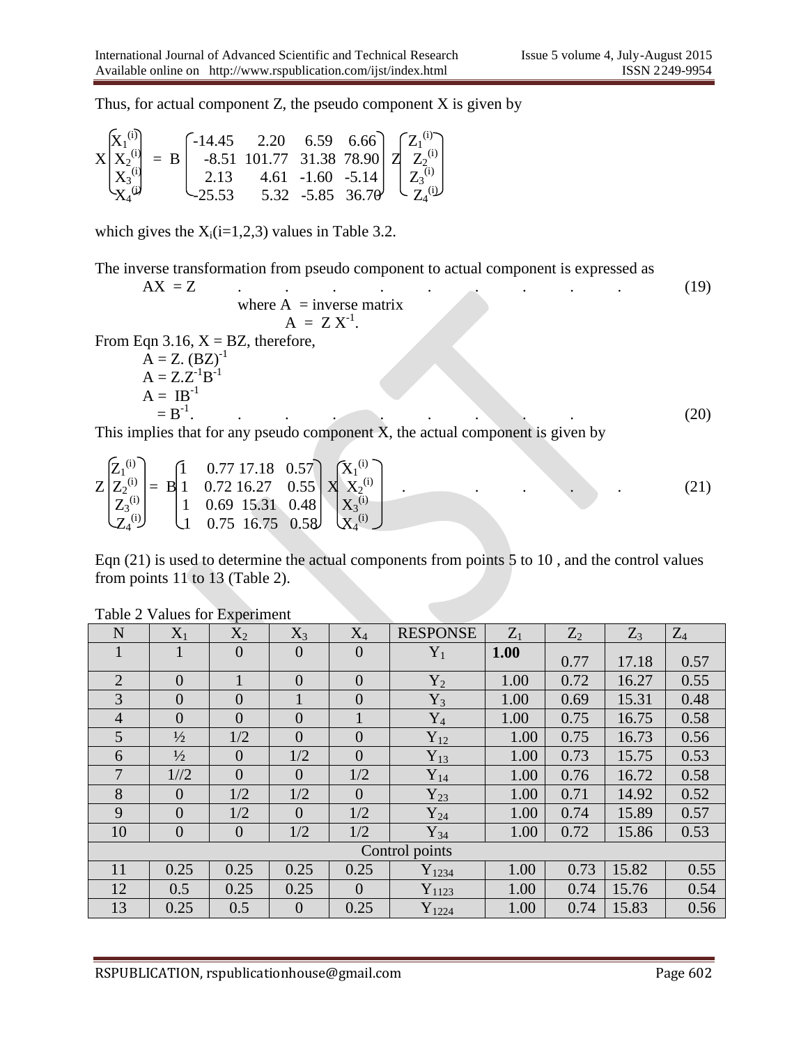Thus, for actual component Z, the pseudo component X is given by

$$X\begin{pmatrix} X_1^{(i)} \\ X_2^{(i)} \\ X_3^{(i)} \\ X_4^{(i)} \end{pmatrix} = B\begin{pmatrix} -14.45 & 2.20 & 6.59 & 6.66 \\ -8.51 & 101.77 & 31.38 & 78.90 \\ 2.13 & 4.61 & -1.60 & -5.14 \\ -25.53 & 5.32 & -5.85 & 36.70 \end{pmatrix} Z\begin{pmatrix} Z_1^{(i)} \\ Z_2^{(i)} \\ Z_3^{(i)} \\ Z_4^{(i)} \end{pmatrix}$$

which gives the $X_i(i=1,2,3)$ values in Table 3.2.

The inverse transformation from pseudo component to actual component is expressed as

$$AX = Z \qquad (19)$$

where A = inverse matrix

$$A = Z X^{-1}.$$

From Eqn 3.16, X = BZ, therefore,

$$A = Z.(BZ)^{-1}$$

$$A = Z.Z^{-1}B^{-1}$$

$$A = IB^{-1}$$

$$= B^{-1}. \qquad (20)$$

This implies that for any pseudo component X, the actual component is given by

$$Z\begin{pmatrix} Z_1^{(i)} \\ Z_2^{(i)} \\ Z_3^{(i)} \\ Z_4^{(i)} \end{pmatrix} = B\begin{pmatrix} 1 & 0.77 & 17.18 & 0.57 \\ 1 & 0.72 & 16.27 & 0.55 \\ 1 & 0.69 & 15.31 & 0.48 \\ 1 & 0.75 & 16.75 & 0.58 \end{pmatrix} X\begin{pmatrix} X_1^{(i)} \\ X_2^{(i)} \\ X_3^{(i)} \\ X_4^{(i)} \end{pmatrix} \qquad (21)$$

Eqn (21) is used to determine the actual components from points 5 to 10 , and the control values from points 11 to 13 (Table 2).

Table 2 Values for Experiment

| N | $X_1$ | $X_2$ | $X_3$ | $X_4$ | RESPONSE | $Z_1$ | $Z_2$ | $Z_3$ | $Z_4$ |
|---|---|---|---|---|---|---|---|---|---|
| 1 | 1 | 0 | 0 | 0 | $Y_1$ | **1.00** | 0.77 | 17.18 | 0.57 |
| 2 | 0 | 1 | 0 | 0 | $Y_2$ | 1.00 | 0.72 | 16.27 | 0.55 |
| 3 | 0 | 0 | 1 | 0 | $Y_3$ | 1.00 | 0.69 | 15.31 | 0.48 |
| 4 | 0 | 0 | 0 | 1 | $Y_4$ | 1.00 | 0.75 | 16.75 | 0.58 |
| 5 | ½ | 1/2 | 0 | 0 | $Y_{12}$ | 1.00 | 0.75 | 16.73 | 0.56 |
| 6 | ½ | 0 | 1/2 | 0 | $Y_{13}$ | 1.00 | 0.73 | 15.75 | 0.53 |
| 7 | 1//2 | 0 | 0 | 1/2 | $Y_{14}$ | 1.00 | 0.76 | 16.72 | 0.58 |
| 8 | 0 | 1/2 | 1/2 | 0 | $Y_{23}$ | 1.00 | 0.71 | 14.92 | 0.52 |
| 9 | 0 | 1/2 | 0 | 1/2 | $Y_{24}$ | 1.00 | 0.74 | 15.89 | 0.57 |
| 10 | 0 | 0 | 1/2 | 1/2 | $Y_{34}$ | 1.00 | 0.72 | 15.86 | 0.53 |
| Control points | | | | | | | | | |
| 11 | 0.25 | 0.25 | 0.25 | 0.25 | $Y_{1234}$ | 1.00 | 0.73 | 15.82 | 0.55 |
| 12 | 0.5 | 0.25 | 0.25 | 0 | $Y_{1123}$ | 1.00 | 0.74 | 15.76 | 0.54 |
| 13 | 0.25 | 0.5 | 0 | 0.25 | $Y_{1224}$ | 1.00 | 0.74 | 15.83 | 0.56 |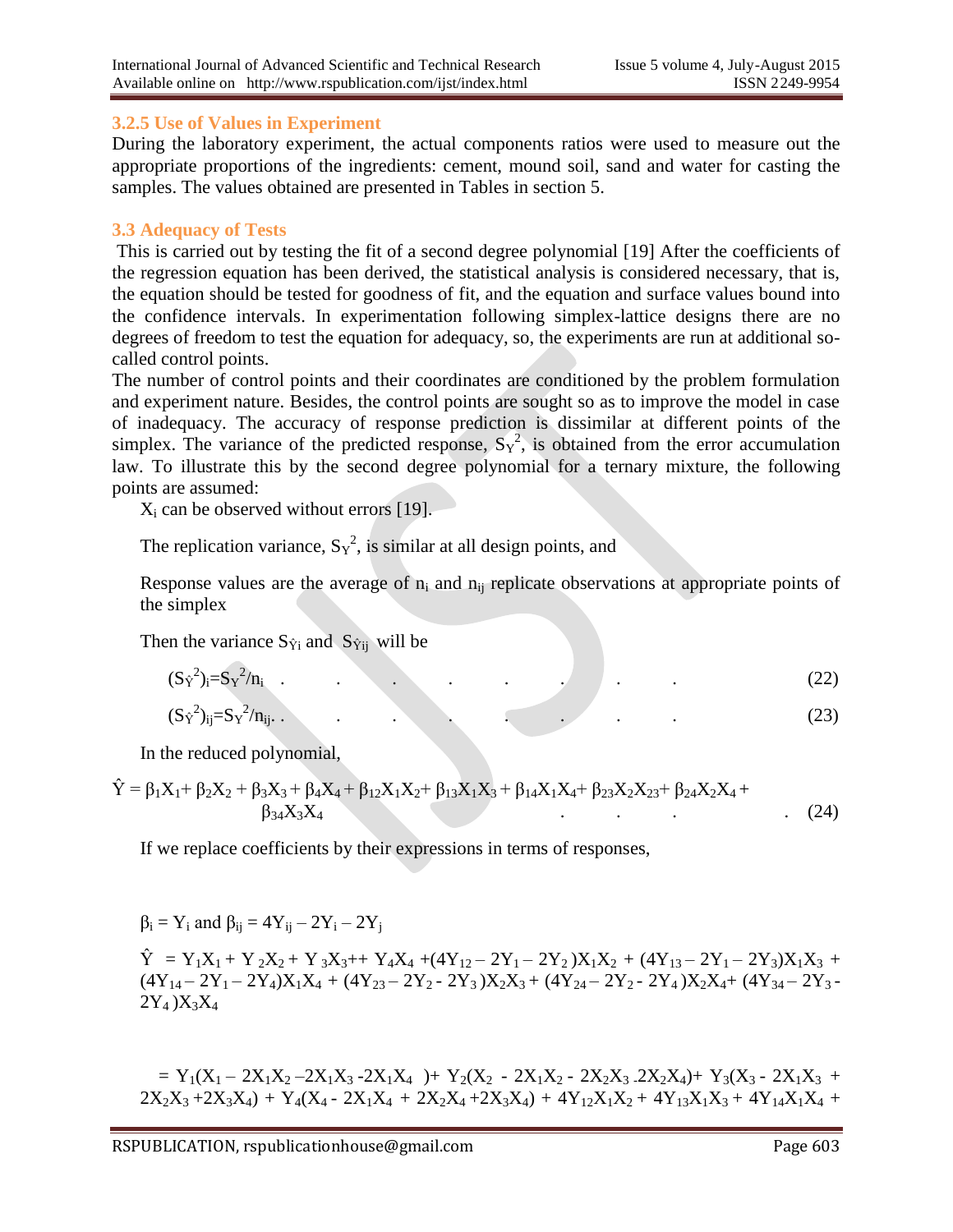### 3.2.5 Use of Values in Experiment

During the laboratory experiment, the actual components ratios were used to measure out the appropriate proportions of the ingredients: cement, mound soil, sand and water for casting the samples. The values obtained are presented in Tables in section 5.

### 3.3 Adequacy of Tests

This is carried out by testing the fit of a second degree polynomial [19] After the coefficients of the regression equation has been derived, the statistical analysis is considered necessary, that is, the equation should be tested for goodness of fit, and the equation and surface values bound into the confidence intervals. In experimentation following simplex-lattice designs there are no degrees of freedom to test the equation for adequacy, so, the experiments are run at additional so-called control points.

The number of control points and their coordinates are conditioned by the problem formulation and experiment nature. Besides, the control points are sought so as to improve the model in case of inadequacy. The accuracy of response prediction is dissimilar at different points of the simplex. The variance of the predicted response, $S_Y^2$, is obtained from the error accumulation law. To illustrate this by the second degree polynomial for a ternary mixture, the following points are assumed:

$X_i$ can be observed without errors [19].

The replication variance, $S_Y^2$, is similar at all design points, and

Response values are the average of $n_i$ and $n_{ij}$ replicate observations at appropriate points of the simplex

Then the variance $S_{\hat{Y}i}$ and $S_{\hat{Y}ij}$ will be

$$(S_{\hat{Y}}^2)_i = S_Y^2/n_i \qquad (22)$$

$$(S_{\hat{Y}}^2)_{ij} = S_Y^2/n_{ij}. \qquad (23)$$

In the reduced polynomial,

$$\hat{Y} = \beta_1X_1 + \beta_2X_2 + \beta_3X_3 + \beta_4X_4 + \beta_{12}X_1X_2 + \beta_{13}X_1X_3 + \beta_{14}X_1X_4 + \beta_{23}X_2X_{23} + \beta_{24}X_2X_4 + \beta_{34}X_3X_4 \qquad (24)$$

If we replace coefficients by their expressions in terms of responses,

$\beta_i = Y_i$ and $\beta_{ij} = 4Y_{ij} - 2Y_i - 2Y_j$

$$\hat{Y} = Y_1X_1 + Y_2X_2 + Y_3X_3 ++ Y_4X_4 + (4Y_{12} - 2Y_1 - 2Y_2)X_1X_2 + (4Y_{13} - 2Y_1 - 2Y_3)X_1X_3 + (4Y_{14} - 2Y_1 - 2Y_4)X_1X_4 + (4Y_{23} - 2Y_2 - 2Y_3)X_2X_3 + (4Y_{24} - 2Y_2 - 2Y_4)X_2X_4 + (4Y_{34} - 2Y_3 - 2Y_4)X_3X_4$$

$$= Y_1(X_1 - 2X_1X_2 - 2X_1X_3 - 2X_1X_4) + Y_2(X_2 - 2X_1X_2 - 2X_2X_3 - 2X_2X_4) + Y_3(X_3 - 2X_1X_3 + 2X_2X_3 + 2X_3X_4) + Y_4(X_4 - 2X_1X_4 + 2X_2X_4 + 2X_3X_4) + 4Y_{12}X_1X_2 + 4Y_{13}X_1X_3 + 4Y_{14}X_1X_4 +$$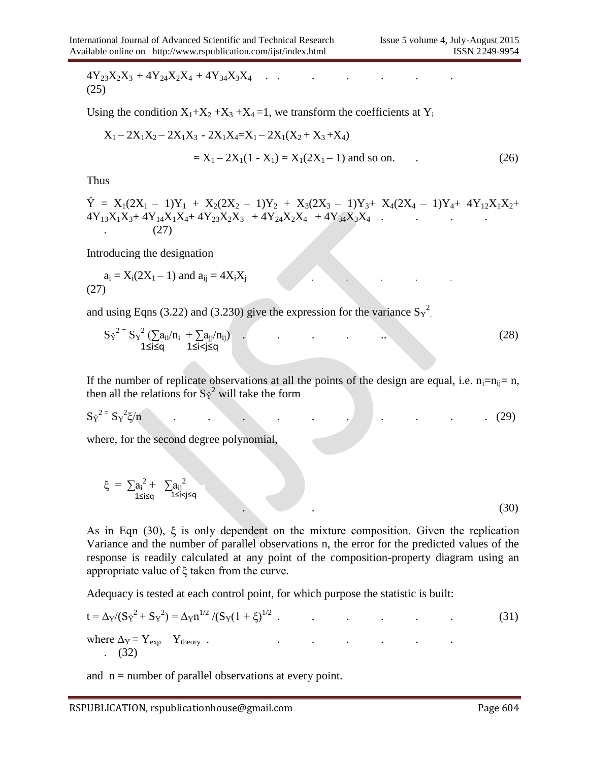$$4Y_{23}X_2X_3 + 4Y_{24}X_2X_4 + 4Y_{34}X_3X_4 \quad (25)$$

Using the condition $X_1+X_2+X_3+X_4=1$, we transform the coefficients at $Y_i$

$$X_1 - 2X_1X_2 - 2X_1X_3 - 2X_1X_4 = X_1 - 2X_1(X_2 + X_3 + X_4)$$

$$= X_1 - 2X_1(1 - X_1) = X_1(2X_1 - 1) \text{ and so on.} \quad (26)$$

Thus

$$\hat{Y} = X_1(2X_1 - 1)Y_1 + X_2(2X_2 - 1)Y_2 + X_3(2X_3 - 1)Y_3 + X_4(2X_4 - 1)Y_4 + 4Y_{12}X_1X_2 + 4Y_{13}X_1X_3 + 4Y_{14}X_1X_4 + 4Y_{23}X_2X_3 + 4Y_{24}X_2X_4 + 4Y_{34}X_3X_4 \quad (27)$$

Introducing the designation

$$a_i = X_i(2X_1 - 1) \text{ and } a_{ij} = 4X_iX_j \quad (27)$$

and using Eqns (3.22) and (3.230) give the expression for the variance $S_Y^2$.

$$S_{\hat{Y}}^2 = S_Y^2 \left(\sum_{1\leq i\leq q} a_{ii}/n_i + \sum_{1\leq i<j\leq q} a_{jj}/n_{ij}\right) \quad (28)$$

If the number of replicate observations at all the points of the design are equal, i.e. $n_i=n_{ij}= n$, then all the relations for $S_{\hat{Y}}^2$ will take the form

$$S_{\hat{Y}}^2 = S_Y^2\xi/n \quad (29)$$

where, for the second degree polynomial,

$$\xi = \sum_{1\leq i\leq q} a_i^2 + \sum_{1\leq i<j\leq q} a_{ij}^2 \quad (30)$$

As in Eqn (30), $\xi$ is only dependent on the mixture composition. Given the replication Variance and the number of parallel observations n, the error for the predicted values of the response is readily calculated at any point of the composition-property diagram using an appropriate value of $\xi$ taken from the curve.

Adequacy is tested at each control point, for which purpose the statistic is built:

$$t = \Delta_Y/(S_{\hat{Y}}^2 + S_Y^2) = \Delta_Y n^{1/2} /(S_Y(1 + \xi)^{1/2} \quad (31)$$

where $\Delta_Y = Y_{exp} - Y_{theory}$ . (32)

and n = number of parallel observations at every point.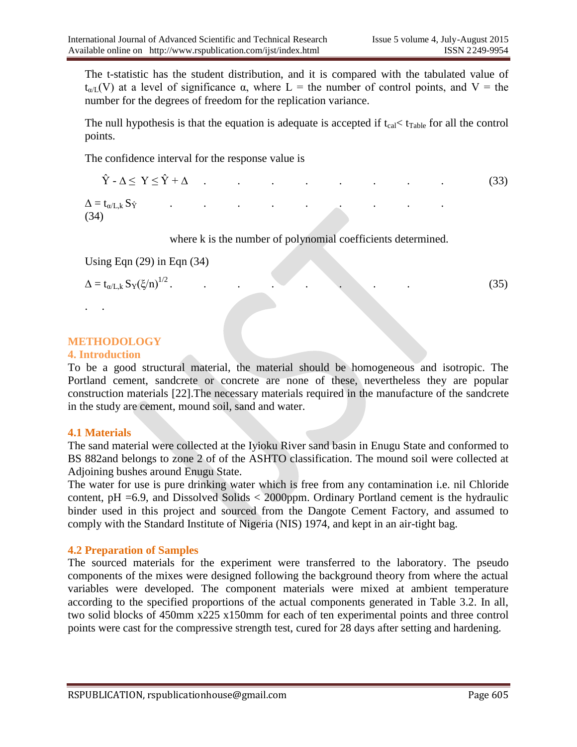The t-statistic has the student distribution, and it is compared with the tabulated value of $t_{\alpha/L}(V)$ at a level of significance α, where L = the number of control points, and V = the number for the degrees of freedom for the replication variance.

The null hypothesis is that the equation is adequate is accepted if $t_{cal} < t_{Table}$ for all the control points.

The confidence interval for the response value is

$$\hat{Y} - \Delta \leq Y \leq \hat{Y} + \Delta \qquad (33)$$

$$\Delta = t_{\alpha/L,k} S_{\hat{Y}} \qquad (34)$$

where k is the number of polynomial coefficients determined.

Using Eqn (29) in Eqn (34)

$$\Delta = t_{\alpha/L,k} S_Y(\xi/n)^{1/2} \qquad (35)$$

## METHODOLOGY

### 4. Introduction

To be a good structural material, the material should be homogeneous and isotropic. The Portland cement, sandcrete or concrete are none of these, nevertheless they are popular construction materials [22].The necessary materials required in the manufacture of the sandcrete in the study are cement, mound soil, sand and water.

### 4.1 Materials

The sand material were collected at the Iyioku River sand basin in Enugu State and conformed to BS 882and belongs to zone 2 of of the ASHTO classification. The mound soil were collected at Adjoining bushes around Enugu State.

The water for use is pure drinking water which is free from any contamination i.e. nil Chloride content, pH =6.9, and Dissolved Solids < 2000ppm. Ordinary Portland cement is the hydraulic binder used in this project and sourced from the Dangote Cement Factory, and assumed to comply with the Standard Institute of Nigeria (NIS) 1974, and kept in an air-tight bag.

### 4.2 Preparation of Samples

The sourced materials for the experiment were transferred to the laboratory. The pseudo components of the mixes were designed following the background theory from where the actual variables were developed. The component materials were mixed at ambient temperature according to the specified proportions of the actual components generated in Table 3.2. In all, two solid blocks of 450mm x225 x150mm for each of ten experimental points and three control points were cast for the compressive strength test, cured for 28 days after setting and hardening.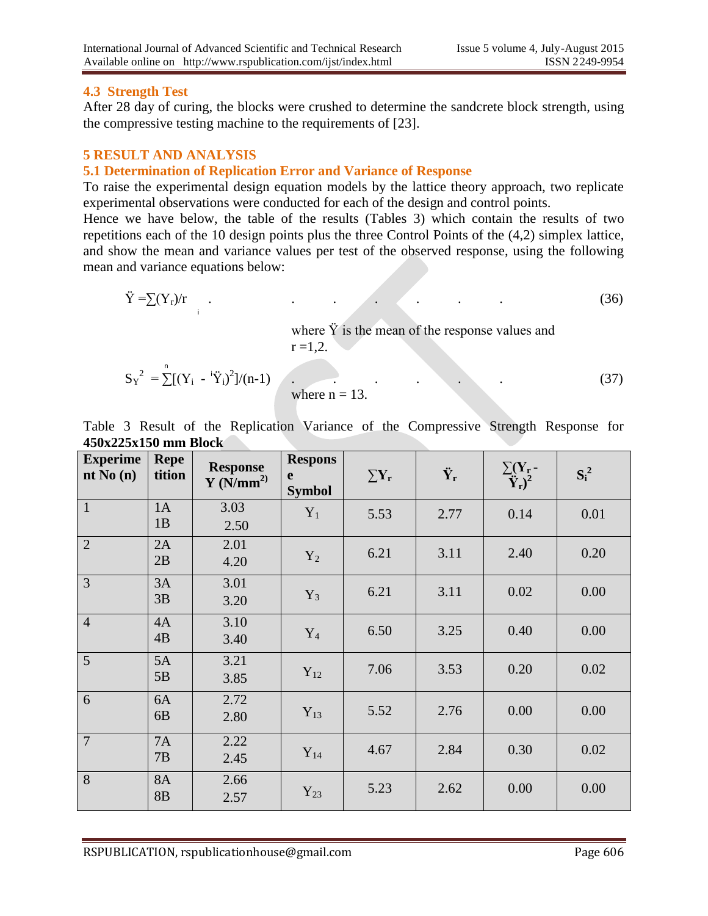### 4.3 Strength Test

After 28 day of curing, the blocks were crushed to determine the sandcrete block strength, using the compressive testing machine to the requirements of [23].

## 5 RESULT AND ANALYSIS

### 5.1 Determination of Replication Error and Variance of Response

To raise the experimental design equation models by the lattice theory approach, two replicate experimental observations were conducted for each of the design and control points.

Hence we have below, the table of the results (Tables 3) which contain the results of two repetitions each of the 10 design points plus the three Control Points of the (4,2) simplex lattice, and show the mean and variance values per test of the observed response, using the following mean and variance equations below:

$$\ddot{Y} = \sum(Y_r)/r \quad (36)$$

where $\ddot{Y}$ is the mean of the response values and $r = 1,2$.

$$S_Y^2 = \sum_{i}^{n}[(Y_i - \ddot{Y}_i)^2]/(n-1) \quad (37)$$

where n = 13.

Table 3 Result of the Replication Variance of the Compressive Strength Response for **450x225x150 mm Block**

| Experiment No (n) | Repetition | Response Y (N/mm$^2$) | Response Symbol | $\sum Y_r$ | $\ddot{Y}_r$ | $\sum(Y_r - \ddot{Y}_r)^2$ | $S_i^2$ |
|---|---|---|---|---|---|---|---|
| 1 | 1A<br>1B | 3.03<br>2.50 | $Y_1$ | 5.53 | 2.77 | 0.14 | 0.01 |
| 2 | 2A<br>2B | 2.01<br>4.20 | $Y_2$ | 6.21 | 3.11 | 2.40 | 0.20 |
| 3 | 3A<br>3B | 3.01<br>3.20 | $Y_3$ | 6.21 | 3.11 | 0.02 | 0.00 |
| 4 | 4A<br>4B | 3.10<br>3.40 | $Y_4$ | 6.50 | 3.25 | 0.40 | 0.00 |
| 5 | 5A<br>5B | 3.21<br>3.85 | $Y_{12}$ | 7.06 | 3.53 | 0.20 | 0.02 |
| 6 | 6A<br>6B | 2.72<br>2.80 | $Y_{13}$ | 5.52 | 2.76 | 0.00 | 0.00 |
| 7 | 7A<br>7B | 2.22<br>2.45 | $Y_{14}$ | 4.67 | 2.84 | 0.30 | 0.02 |
| 8 | 8A<br>8B | 2.66<br>2.57 | $Y_{23}$ | 5.23 | 2.62 | 0.00 | 0.00 |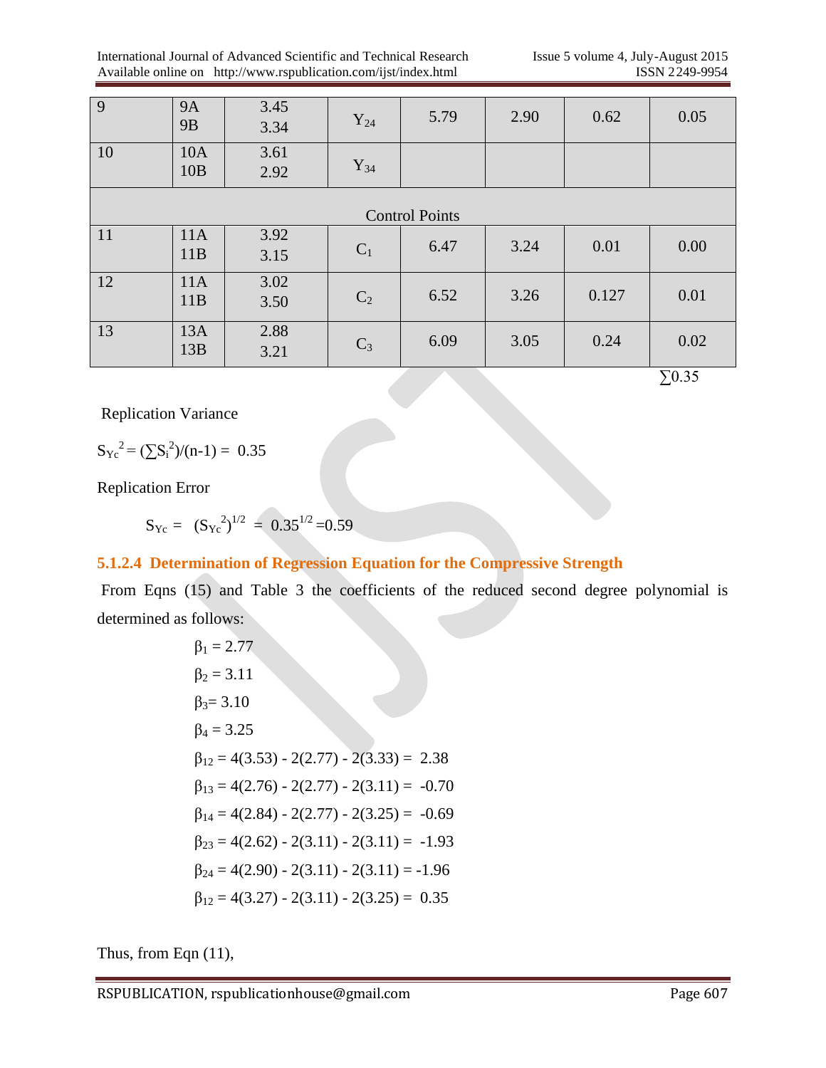| | | | | | | | |
|---|---|---|---|---|---|---|---|
| 9 | 9A<br>9B | 3.45<br>3.34 | $Y_{24}$ | 5.79 | 2.90 | 0.62 | 0.05 |
| 10 | 10A<br>10B | 3.61<br>2.92 | $Y_{34}$ | | | | |
| Control Points | | | | | | | |
| 11 | 11A<br>11B | 3.92<br>3.15 | $C_1$ | 6.47 | 3.24 | 0.01 | 0.00 |
| 12 | 11A<br>11B | 3.02<br>3.50 | $C_2$ | 6.52 | 3.26 | 0.127 | 0.01 |
| 13 | 13A<br>13B | 2.88<br>3.21 | $C_3$ | 6.09 | 3.05 | 0.24 | 0.02 |
| | | | | | | | $\sum 0.35$ |

Replication Variance

$S_{Yc}^2 = (\sum S_i^2)/(n-1) = 0.35$

Replication Error

$S_{Yc} = (S_{Yc}^2)^{1/2} = 0.35^{1/2} = 0.59$

### 5.1.2.4 Determination of Regression Equation for the Compressive Strength

From Eqns (15) and Table 3 the coefficients of the reduced second degree polynomial is determined as follows:

$\beta_1 = 2.77$

$\beta_2 = 3.11$

$\beta_3 = 3.10$

$\beta_4 = 3.25$

$\beta_{12} = 4(3.53) - 2(2.77) - 2(3.33) = 2.38$

$\beta_{13} = 4(2.76) - 2(2.77) - 2(3.11) = -0.70$

$\beta_{14} = 4(2.84) - 2(2.77) - 2(3.25) = -0.69$

$\beta_{23} = 4(2.62) - 2(3.11) - 2(3.11) = -1.93$

$\beta_{24} = 4(2.90) - 2(3.11) - 2(3.11) = -1.96$

$\beta_{12} = 4(3.27) - 2(3.11) - 2(3.25) = 0.35$

Thus, from Eqn (11),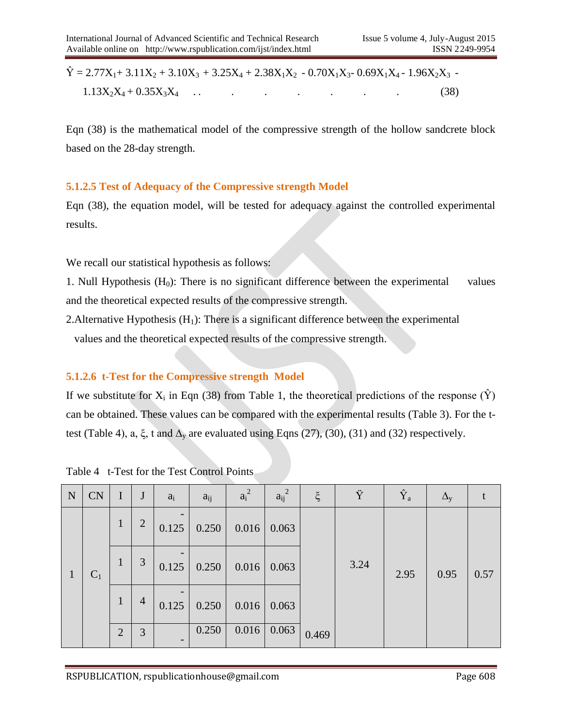$$\hat{Y} = 2.77X_1 + 3.11X_2 + 3.10X_3 + 3.25X_4 + 2.38X_1X_2 - 0.70X_1X_3 - 0.69X_1X_4 - 1.96X_2X_3 - 1.13X_2X_4 + 0.35X_3X_4 \quad (38)$$

Eqn (38) is the mathematical model of the compressive strength of the hollow sandcrete block based on the 28-day strength.

### 5.1.2.5 Test of Adequacy of the Compressive strength Model

Eqn (38), the equation model, will be tested for adequacy against the controlled experimental results.

We recall our statistical hypothesis as follows:

1. Null Hypothesis ($H_0$): There is no significant difference between the experimental values and the theoretical expected results of the compressive strength.
2. Alternative Hypothesis ($H_1$): There is a significant difference between the experimental values and the theoretical expected results of the compressive strength.

### 5.1.2.6 t-Test for the Compressive strength Model

If we substitute for $X_i$ in Eqn (38) from Table 1, the theoretical predictions of the response ($\hat{Y}$) can be obtained. These values can be compared with the experimental results (Table 3). For the t-test (Table 4), a, ξ, t and $\Delta_y$ are evaluated using Eqns (27), (30), (31) and (32) respectively.

Table 4 t-Test for the Test Control Points

| N | CN | I | J | $a_i$ | $a_{ij}$ | $a_i^2$ | $a_{ij}^2$ | ξ | $\ddot{Y}$ | $\hat{Y}_a$ | $\Delta_y$ | t |
|---|---|---|---|---|---|---|---|---|---|---|---|---|
| 1 | $C_1$ | 1 | 2 | -0.125 | 0.250 | 0.016 | 0.063 | | 3.24 | 2.95 | 0.95 | 0.57 |
| | | 1 | 3 | -0.125 | 0.250 | 0.016 | 0.063 | | | | | |
| | | 1 | 4 | -0.125 | 0.250 | 0.016 | 0.063 | | | | | |
| | | 2 | 3 | - | 0.250 | 0.016 | 0.063 | 0.469 | | | | |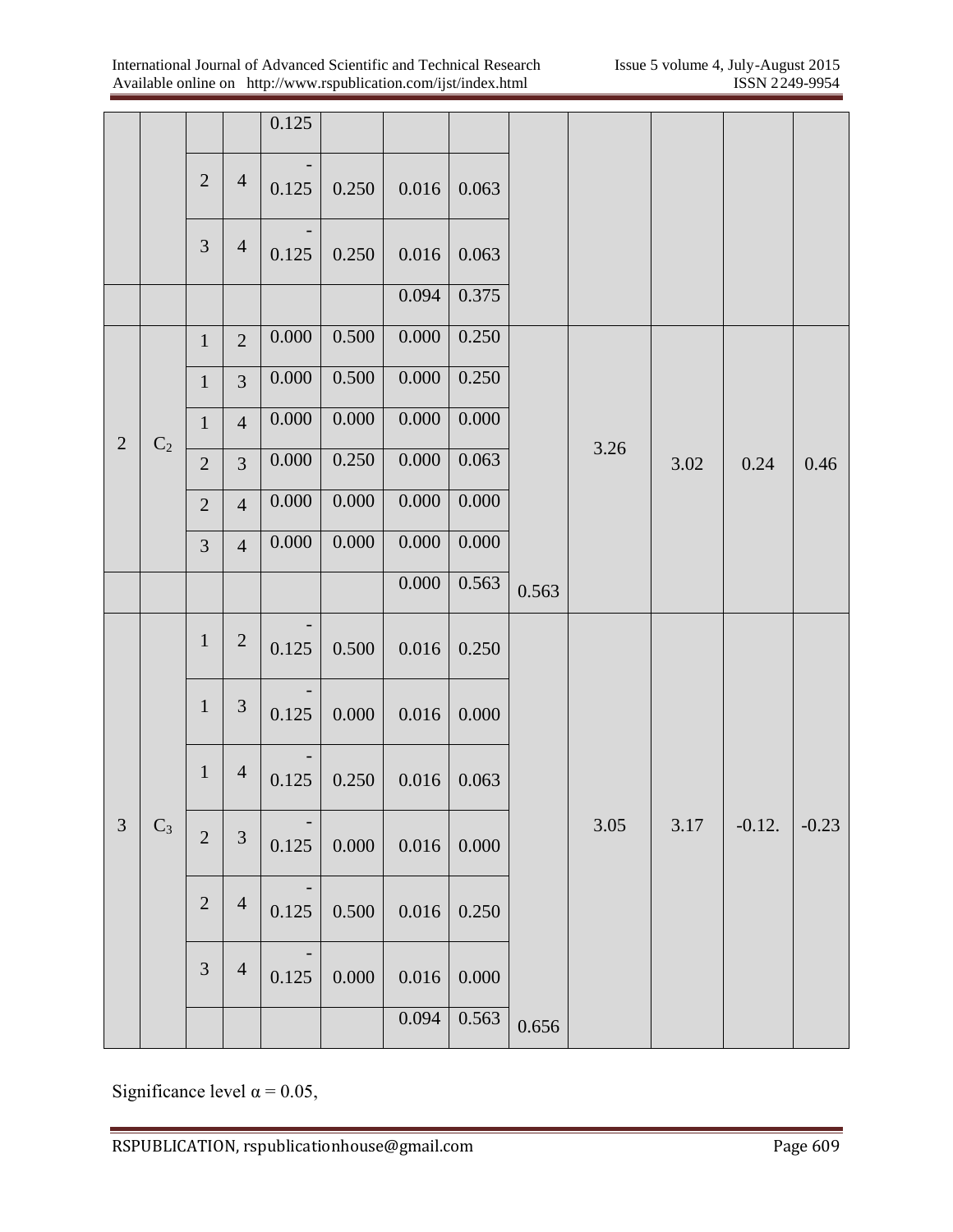|  |  |  |  | -0.125 |  |  |  |  |  |  |  |  |
|---|---|---|---|---|---|---|---|---|---|---|---|---|
|  |  | 2 | 4 | -0.125 | 0.250 | 0.016 | 0.063 |  |  |  |  |  |
|  |  | 3 | 4 | -0.125 | 0.250 | 0.016 | 0.063 |  |  |  |  |  |
|  |  |  |  |  |  | 0.094 | 0.375 |  |  |  |  |  |
| 2 | $C_2$ | 1 | 2 | 0.000 | 0.500 | 0.000 | 0.250 |  | 3.26 | 3.02 | 0.24 | 0.46 |
|  |  | 1 | 3 | 0.000 | 0.500 | 0.000 | 0.250 |  |  |  |  |  |
|  |  | 1 | 4 | 0.000 | 0.000 | 0.000 | 0.000 |  |  |  |  |  |
|  |  | 2 | 3 | 0.000 | 0.250 | 0.000 | 0.063 |  |  |  |  |  |
|  |  | 2 | 4 | 0.000 | 0.000 | 0.000 | 0.000 |  |  |  |  |  |
|  |  | 3 | 4 | 0.000 | 0.000 | 0.000 | 0.000 |  |  |  |  |  |
|  |  |  |  |  |  | 0.000 | 0.563 | 0.563 |  |  |  |  |
| 3 | $C_3$ | 1 | 2 | -0.125 | 0.500 | 0.016 | 0.250 |  | 3.05 | 3.17 | -0.12. | -0.23 |
|  |  | 1 | 3 | -0.125 | 0.000 | 0.016 | 0.000 |  |  |  |  |  |
|  |  | 1 | 4 | -0.125 | 0.250 | 0.016 | 0.063 |  |  |  |  |  |
|  |  | 2 | 3 | -0.125 | 0.000 | 0.016 | 0.000 |  |  |  |  |  |
|  |  | 2 | 4 | -0.125 | 0.500 | 0.016 | 0.250 |  |  |  |  |  |
|  |  | 3 | 4 | -0.125 | 0.000 | 0.016 | 0.000 |  |  |  |  |  |
|  |  |  |  |  |  | 0.094 | 0.563 | 0.656 |  |  |  |  |

Significance level $\alpha = 0.05$,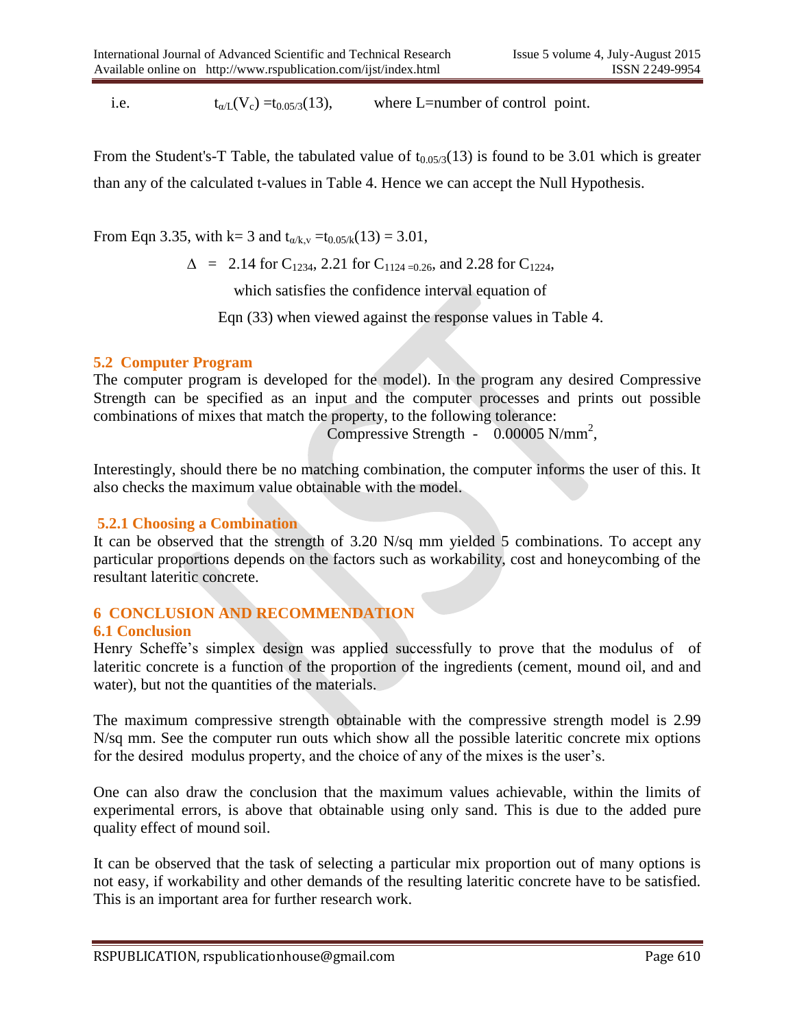i.e. $t_{\alpha/L}(V_c) = t_{0.05/3}(13)$, where L=number of control point.

From the Student's-T Table, the tabulated value of $t_{0.05/3}(13)$ is found to be 3.01 which is greater than any of the calculated t-values in Table 4. Hence we can accept the Null Hypothesis.

From Eqn 3.35, with k= 3 and $t_{\alpha/k,v} = t_{0.05/k}(13) = 3.01$,

$\Delta$ = 2.14 for $C_{1234}$, 2.21 for $C_{1124 =0.26}$, and 2.28 for $C_{1224}$,

which satisfies the confidence interval equation of

Eqn (33) when viewed against the response values in Table 4.

## 5.2 Computer Program

The computer program is developed for the model). In the program any desired Compressive Strength can be specified as an input and the computer processes and prints out possible combinations of mixes that match the property, to the following tolerance:

Compressive Strength - 0.00005 $N/mm^2$,

Interestingly, should there be no matching combination, the computer informs the user of this. It also checks the maximum value obtainable with the model.

### 5.2.1 Choosing a Combination

It can be observed that the strength of 3.20 N/sq mm yielded 5 combinations. To accept any particular proportions depends on the factors such as workability, cost and honeycombing of the resultant lateritic concrete.

# 6 CONCLUSION AND RECOMMENDATION

## 6.1 Conclusion

Henry Scheffe's simplex design was applied successfully to prove that the modulus of of lateritic concrete is a function of the proportion of the ingredients (cement, mound oil, and and water), but not the quantities of the materials.

The maximum compressive strength obtainable with the compressive strength model is 2.99 N/sq mm. See the computer run outs which show all the possible lateritic concrete mix options for the desired modulus property, and the choice of any of the mixes is the user's.

One can also draw the conclusion that the maximum values achievable, within the limits of experimental errors, is above that obtainable using only sand. This is due to the added pure quality effect of mound soil.

It can be observed that the task of selecting a particular mix proportion out of many options is not easy, if workability and other demands of the resulting lateritic concrete have to be satisfied. This is an important area for further research work.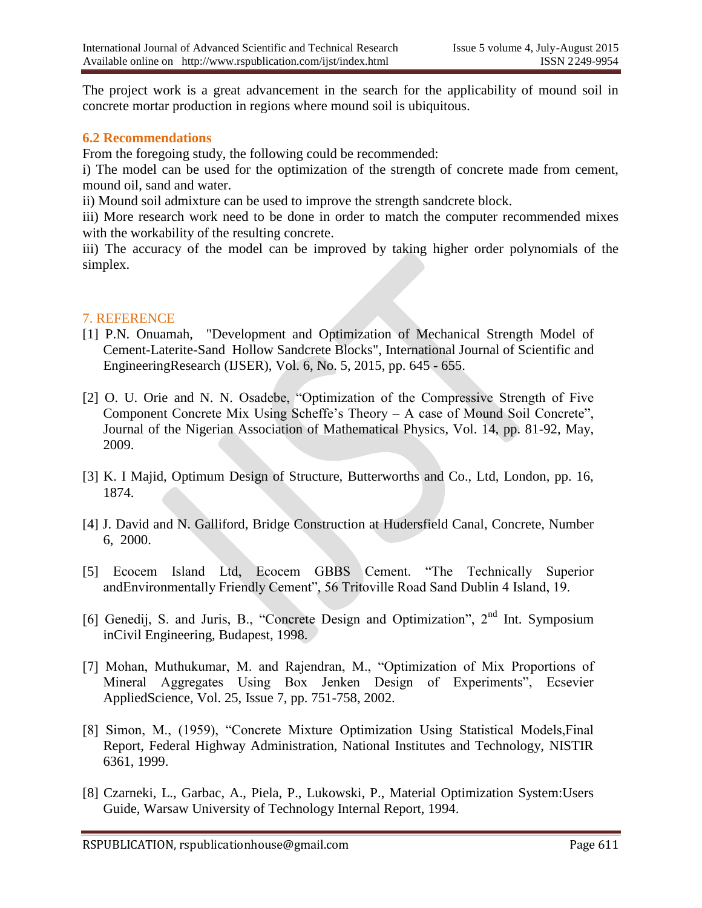The project work is a great advancement in the search for the applicability of mound soil in concrete mortar production in regions where mound soil is ubiquitous.

### 6.2 Recommendations

From the foregoing study, the following could be recommended:

i) The model can be used for the optimization of the strength of concrete made from cement, mound oil, sand and water.

ii) Mound soil admixture can be used to improve the strength sandcrete block.

iii) More research work need to be done in order to match the computer recommended mixes with the workability of the resulting concrete.

iii) The accuracy of the model can be improved by taking higher order polynomials of the simplex.

## 7. REFERENCE

[1] P.N. Onuamah, "Development and Optimization of Mechanical Strength Model of Cement-Laterite-Sand Hollow Sandcrete Blocks", International Journal of Scientific and EngineeringResearch (IJSER), Vol. 6, No. 5, 2015, pp. 645 - 655.

[2] O. U. Orie and N. N. Osadebe, "Optimization of the Compressive Strength of Five Component Concrete Mix Using Scheffe's Theory – A case of Mound Soil Concrete", Journal of the Nigerian Association of Mathematical Physics, Vol. 14, pp. 81-92, May, 2009.

[3] K. I Majid, Optimum Design of Structure, Butterworths and Co., Ltd, London, pp. 16, 1874.

[4] J. David and N. Galliford, Bridge Construction at Hudersfield Canal, Concrete, Number 6, 2000.

[5] Ecocem Island Ltd, Ecocem GBBS Cement. "The Technically Superior andEnvironmentally Friendly Cement", 56 Tritoville Road Sand Dublin 4 Island, 19.

[6] Genedij, S. and Juris, B., "Concrete Design and Optimization", 2nd Int. Symposium inCivil Engineering, Budapest, 1998.

[7] Mohan, Muthukumar, M. and Rajendran, M., "Optimization of Mix Proportions of Mineral Aggregates Using Box Jenken Design of Experiments", Ecsevier AppliedScience, Vol. 25, Issue 7, pp. 751-758, 2002.

[8] Simon, M., (1959), "Concrete Mixture Optimization Using Statistical Models,Final Report, Federal Highway Administration, National Institutes and Technology, NISTIR 6361, 1999.

[8] Czarneki, L., Garbac, A., Piela, P., Lukowski, P., Material Optimization System:Users Guide, Warsaw University of Technology Internal Report, 1994.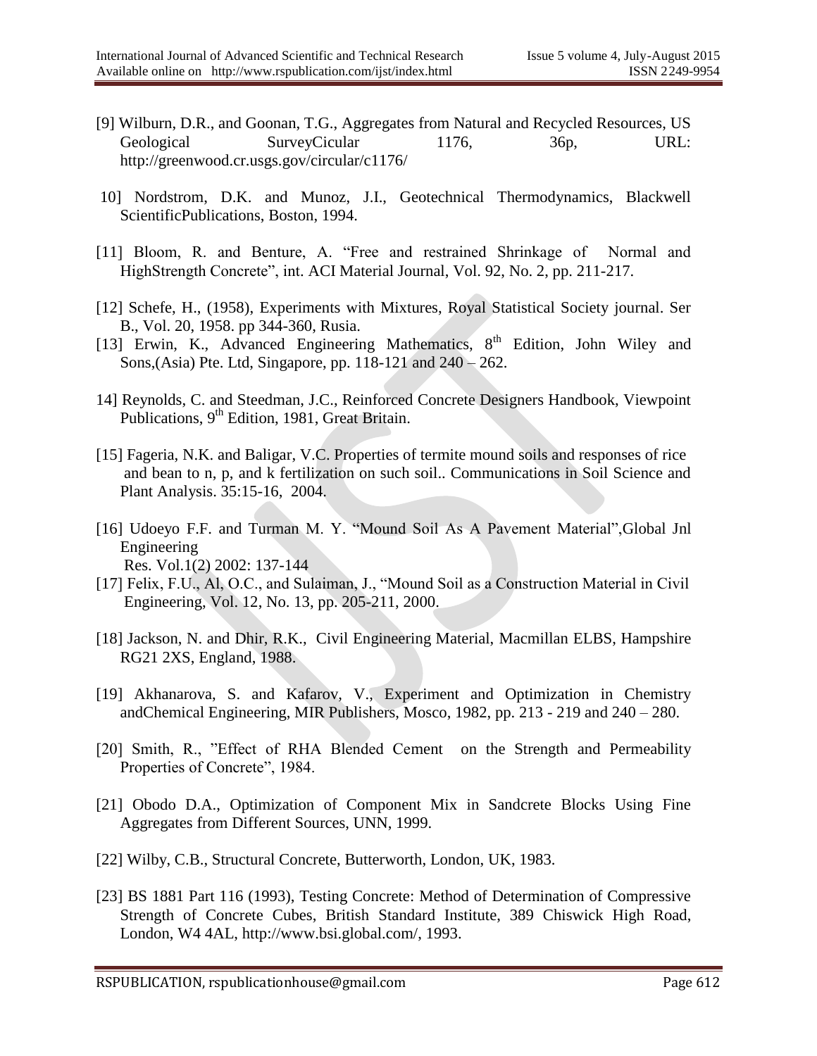[9] Wilburn, D.R., and Goonan, T.G., Aggregates from Natural and Recycled Resources, US Geological SurveyCicular 1176, 36p, URL: http://greenwood.cr.usgs.gov/circular/c1176/

10] Nordstrom, D.K. and Munoz, J.I., Geotechnical Thermodynamics, Blackwell ScientificPublications, Boston, 1994.

[11] Bloom, R. and Benture, A. "Free and restrained Shrinkage of Normal and HighStrength Concrete", int. ACI Material Journal, Vol. 92, No. 2, pp. 211-217.

[12] Schefe, H., (1958), Experiments with Mixtures, Royal Statistical Society journal. Ser B., Vol. 20, 1958. pp 344-360, Rusia.

[13] Erwin, K., Advanced Engineering Mathematics, 8th Edition, John Wiley and Sons,(Asia) Pte. Ltd, Singapore, pp. 118-121 and 240 – 262.

14] Reynolds, C. and Steedman, J.C., Reinforced Concrete Designers Handbook, Viewpoint Publications, 9th Edition, 1981, Great Britain.

[15] Fageria, N.K. and Baligar, V.C. Properties of termite mound soils and responses of rice and bean to n, p, and k fertilization on such soil.. Communications in Soil Science and Plant Analysis. 35:15-16, 2004.

[16] Udoeyo F.F. and Turman M. Y. "Mound Soil As A Pavement Material",Global Jnl Engineering Res. Vol.1(2) 2002: 137-144

[17] Felix, F.U., Al, O.C., and Sulaiman, J., "Mound Soil as a Construction Material in Civil Engineering, Vol. 12, No. 13, pp. 205-211, 2000.

[18] Jackson, N. and Dhir, R.K., Civil Engineering Material, Macmillan ELBS, Hampshire RG21 2XS, England, 1988.

[19] Akhanarova, S. and Kafarov, V., Experiment and Optimization in Chemistry andChemical Engineering, MIR Publishers, Mosco, 1982, pp. 213 - 219 and 240 – 280.

[20] Smith, R., "Effect of RHA Blended Cement on the Strength and Permeability Properties of Concrete", 1984.

[21] Obodo D.A., Optimization of Component Mix in Sandcrete Blocks Using Fine Aggregates from Different Sources, UNN, 1999.

[22] Wilby, C.B., Structural Concrete, Butterworth, London, UK, 1983.

[23] BS 1881 Part 116 (1993), Testing Concrete: Method of Determination of Compressive Strength of Concrete Cubes, British Standard Institute, 389 Chiswick High Road, London, W4 4AL, http://www.bsi.global.com/, 1993.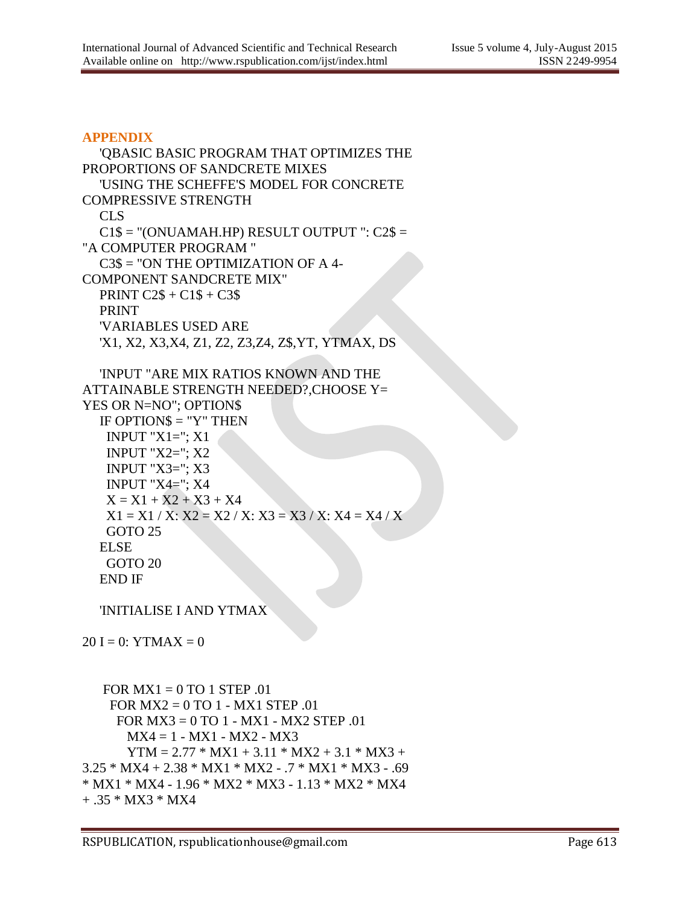## APPENDIX

```
'QBASIC BASIC PROGRAM THAT OPTIMIZES THE PROPORTIONS OF SANDCRETE MIXES
'USING THE SCHEFFE'S MODEL FOR CONCRETE COMPRESSIVE STRENGTH
CLS
C1$ = "(ONUAMAH.HP) RESULT OUTPUT ": C2$ = "A COMPUTER PROGRAM "
C3$ = "ON THE OPTIMIZATION OF A 4-COMPONENT SANDCRETE MIX"
PRINT C2$ + C1$ + C3$
PRINT
'VARIABLES USED ARE
'X1, X2, X3,X4, Z1, Z2, Z3,Z4, Z$,YT, YTMAX, DS

'INPUT "ARE MIX RATIOS KNOWN AND THE ATTAINABLE STRENGTH NEEDED?,CHOOSE Y= YES OR N=NO"; OPTION$
IF OPTION$ = "Y" THEN
  INPUT "X1="; X1
  INPUT "X2="; X2
  INPUT "X3="; X3
  INPUT "X4="; X4
  X = X1 + X2 + X3 + X4
  X1 = X1 / X: X2 = X2 / X: X3 = X3 / X: X4 = X4 / X
  GOTO 25
ELSE
  GOTO 20
END IF

'INITIALISE I AND YTMAX

20 I = 0: YTMAX = 0


 FOR MX1 = 0 TO 1 STEP .01
  FOR MX2 = 0 TO 1 - MX1 STEP .01
   FOR MX3 = 0 TO 1 - MX1 - MX2 STEP .01
     MX4 = 1 - MX1 - MX2 - MX3
     YTM = 2.77 * MX1 + 3.11 * MX2 + 3.1 * MX3 + 3.25 * MX4 + 2.38 * MX1 * MX2 - .7 * MX1 * MX3 - .69 * MX1 * MX4 - 1.96 * MX2 * MX3 - 1.13 * MX2 * MX4 + .35 * MX3 * MX4
```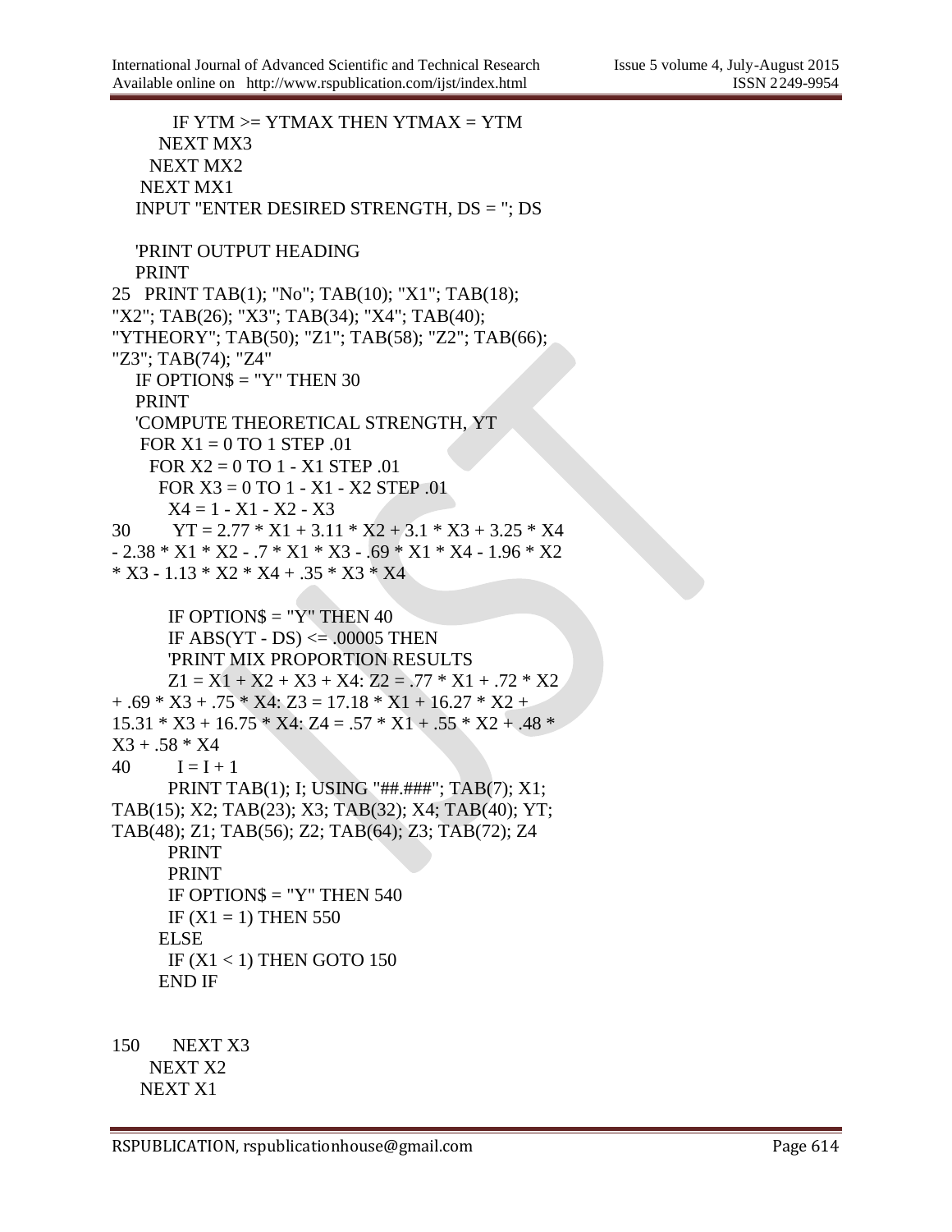```
        IF YTM >= YTMAX THEN YTMAX = YTM
      NEXT MX3
    NEXT MX2
  NEXT MX1
  INPUT "ENTER DESIRED STRENGTH, DS = "; DS

  'PRINT OUTPUT HEADING
  PRINT
25  PRINT TAB(1); "No"; TAB(10); "X1"; TAB(18);
"X2"; TAB(26); "X3"; TAB(34); "X4"; TAB(40);
"YTHEORY"; TAB(50); "Z1"; TAB(58); "Z2"; TAB(66);
"Z3"; TAB(74); "Z4"
  IF OPTION$ = "Y" THEN 30
  PRINT
  'COMPUTE THEORETICAL STRENGTH, YT
   FOR X1 = 0 TO 1 STEP .01
     FOR X2 = 0 TO 1 - X1 STEP .01
       FOR X3 = 0 TO 1 - X1 - X2 STEP .01
         X4 = 1 - X1 - X2 - X3
30       YT = 2.77 * X1 + 3.11 * X2 + 3.1 * X3 + 3.25 * X4
- 2.38 * X1 * X2 - .7 * X1 * X3 - .69 * X1 * X4 - 1.96 * X2
* X3 - 1.13 * X2 * X4 + .35 * X3 * X4

         IF OPTION$ = "Y" THEN 40
         IF ABS(YT - DS) <= .00005 THEN
         'PRINT MIX PROPORTION RESULTS
         Z1 = X1 + X2 + X3 + X4: Z2 = .77 * X1 + .72 * X2
+ .69 * X3 + .75 * X4: Z3 = 17.18 * X1 + 16.27 * X2 +
15.31 * X3 + 16.75 * X4: Z4 = .57 * X1 + .55 * X2 + .48 *
X3 + .58 * X4
40       I = I + 1
         PRINT TAB(1); I; USING "##.###"; TAB(7); X1;
TAB(15); X2; TAB(23); X3; TAB(32); X4; TAB(40); YT;
TAB(48); Z1; TAB(56); Z2; TAB(64); Z3; TAB(72); Z4
         PRINT
         PRINT
         IF OPTION$ = "Y" THEN 540
         IF (X1 = 1) THEN 550
       ELSE
         IF (X1 < 1) THEN GOTO 150
       END IF


150    NEXT X3
     NEXT X2
   NEXT X1
```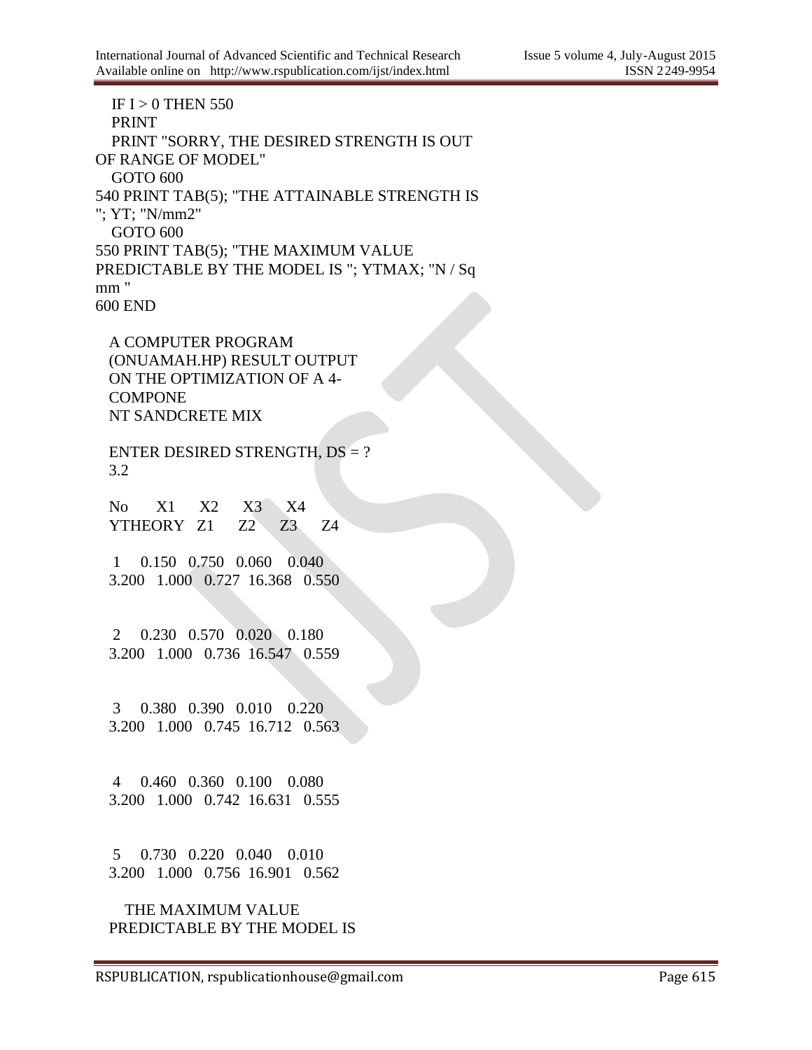```
   IF I > 0 THEN 550
   PRINT
   PRINT "SORRY, THE DESIRED STRENGTH IS OUT OF RANGE OF MODEL"
   GOTO 600
540 PRINT TAB(5); "THE ATTAINABLE STRENGTH IS "; YT; "N/mm2"
   GOTO 600
550 PRINT TAB(5); "THE MAXIMUM VALUE PREDICTABLE BY THE MODEL IS "; YTMAX; "N / Sq mm "
600 END
```

A COMPUTER PROGRAM (ONUAMAH.HP) RESULT OUTPUT ON THE OPTIMIZATION OF A 4-COMPONENT SANDCRETE MIX

ENTER DESIRED STRENGTH, DS = ?
3.2

| No | X1 | X2 | X3 | X4 | YTHEORY | Z1 | Z2 | Z3 | Z4 |
|---|---|---|---|---|---|---|---|---|---|
| 1 | 0.150 | 0.750 | 0.060 | 0.040 | 3.200 | 1.000 | 0.727 | 16.368 | 0.550 |
| 2 | 0.230 | 0.570 | 0.020 | 0.180 | 3.200 | 1.000 | 0.736 | 16.547 | 0.559 |
| 3 | 0.380 | 0.390 | 0.010 | 0.220 | 3.200 | 1.000 | 0.745 | 16.712 | 0.563 |
| 4 | 0.460 | 0.360 | 0.100 | 0.080 | 3.200 | 1.000 | 0.742 | 16.631 | 0.555 |
| 5 | 0.730 | 0.220 | 0.040 | 0.010 | 3.200 | 1.000 | 0.756 | 16.901 | 0.562 |

THE MAXIMUM VALUE PREDICTABLE BY THE MODEL IS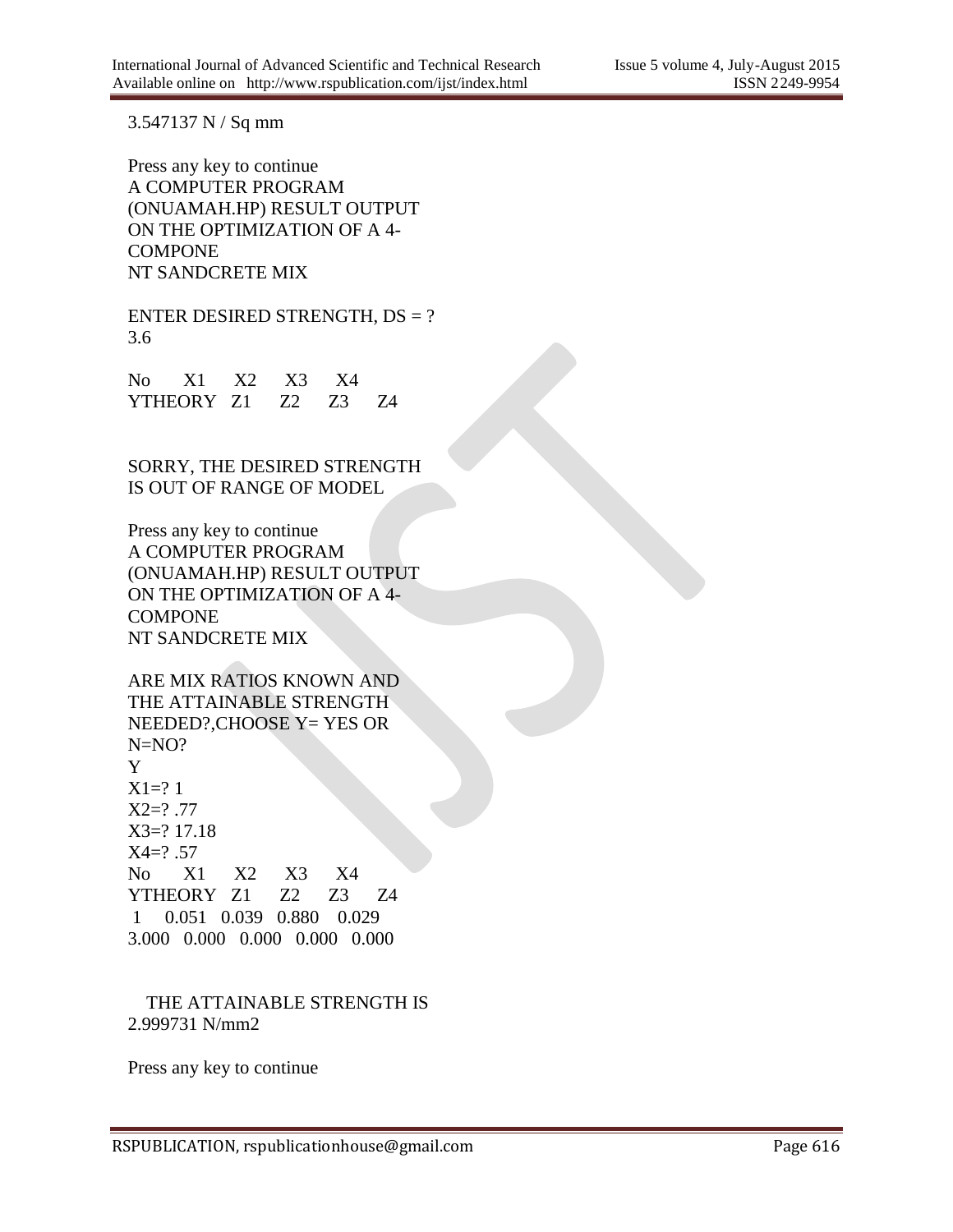3.547137 N / Sq mm

Press any key to continue
A COMPUTER PROGRAM
(ONUAMAH.HP) RESULT OUTPUT
ON THE OPTIMIZATION OF A 4-
COMPONE
NT SANDCRETE MIX

ENTER DESIRED STRENGTH, DS = ?
3.6

No X1 X2 X3 X4
YTHEORY Z1 Z2 Z3 Z4

SORRY, THE DESIRED STRENGTH
IS OUT OF RANGE OF MODEL

Press any key to continue
A COMPUTER PROGRAM
(ONUAMAH.HP) RESULT OUTPUT
ON THE OPTIMIZATION OF A 4-
COMPONE
NT SANDCRETE MIX

ARE MIX RATIOS KNOWN AND
THE ATTAINABLE STRENGTH
NEEDED?,CHOOSE Y= YES OR
N=NO?
Y
X1=? 1
X2=? .77
X3=? 17.18
X4=? .57
No X1 X2 X3 X4
YTHEORY Z1 Z2 Z3 Z4
1 0.051 0.039 0.880 0.029
3.000 0.000 0.000 0.000 0.000

THE ATTAINABLE STRENGTH IS
2.999731 N/mm2

Press any key to continue